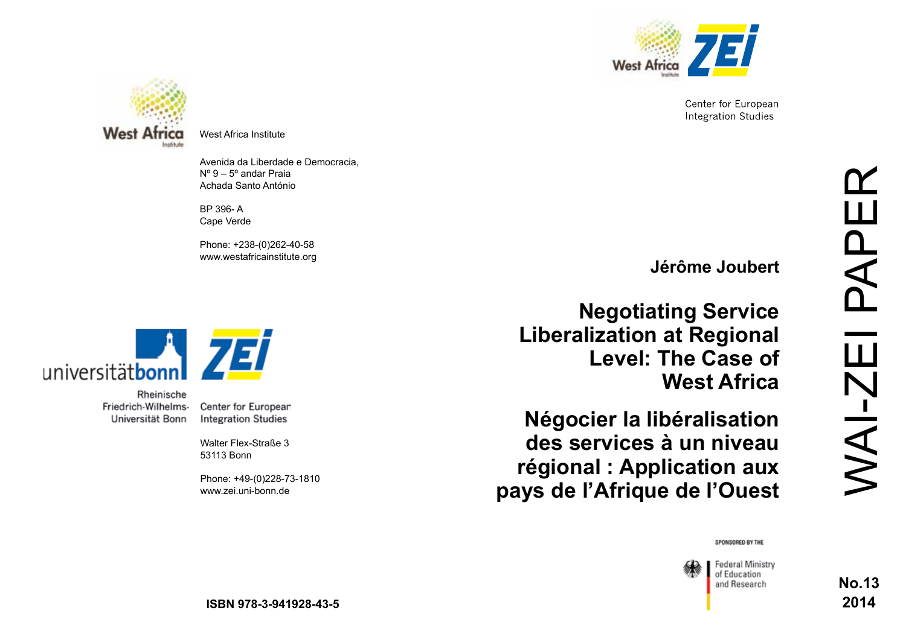West Africa Institute

Avenida da Liberdade e Democracia,
Nº 9 – 5º andar Praia
Achada Santo António

BP 396- A
Cape Verde

Phone: +238-(0)262-40-58
www.westafricainstitute.org

Rheinische Friedrich-Wilhelms-Universität Bonn

Center for European Integration Studies

Walter Flex-Straße 3
53113 Bonn

Phone: +49-(0)228-73-1810
www.zei.uni-bonn.de

ISBN 978-3-941928-43-5

Center for European Integration Studies

WAI-ZEI PAPER

**Jérôme Joubert**

# Negotiating Service Liberalization at Regional Level: The Case of West Africa

# Négocier la libéralisation des services à un niveau régional : Application aux pays de l'Afrique de l'Ouest

SPONSORED BY THE

Federal Ministry of Education and Research

**No.13**
**2014**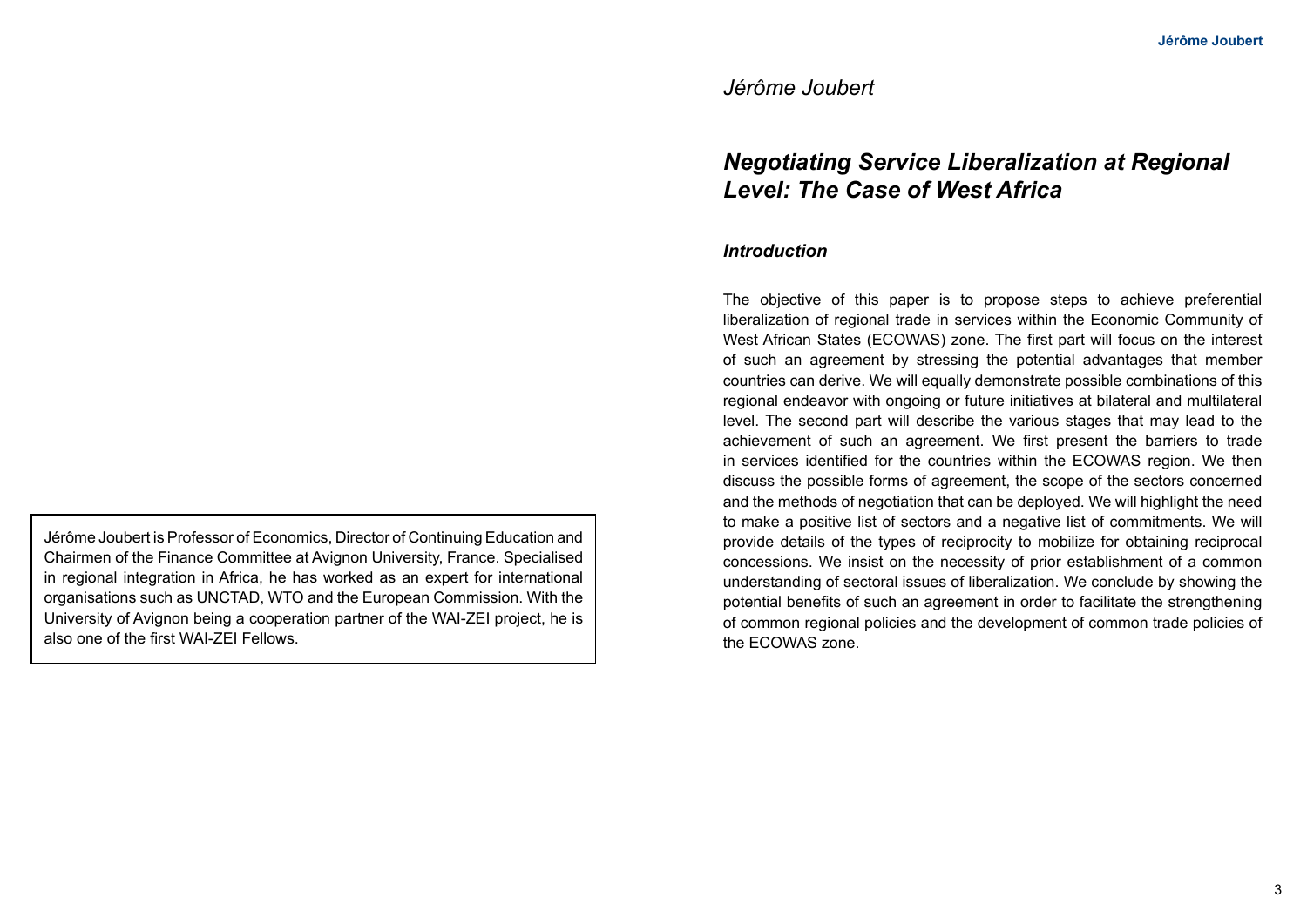*Jérôme Joubert*

# *Negotiating Service Liberalization at Regional Level: The Case of West Africa*

## *Introduction*

The objective of this paper is to propose steps to achieve preferential liberalization of regional trade in services within the Economic Community of West African States (ECOWAS) zone. The first part will focus on the interest of such an agreement by stressing the potential advantages that member countries can derive. We will equally demonstrate possible combinations of this regional endeavor with ongoing or future initiatives at bilateral and multilateral level. The second part will describe the various stages that may lead to the achievement of such an agreement. We first present the barriers to trade in services identified for the countries within the ECOWAS region. We then discuss the possible forms of agreement, the scope of the sectors concerned and the methods of negotiation that can be deployed. We will highlight the need to make a positive list of sectors and a negative list of commitments. We will provide details of the types of reciprocity to mobilize for obtaining reciprocal concessions. We insist on the necessity of prior establishment of a common understanding of sectoral issues of liberalization. We conclude by showing the potential benefits of such an agreement in order to facilitate the strengthening of common regional policies and the development of common trade policies of the ECOWAS zone.

Jérôme Joubert is Professor of Economics, Director of Continuing Education and Chairmen of the Finance Committee at Avignon University, France. Specialised in regional integration in Africa, he has worked as an expert for international organisations such as UNCTAD, WTO and the European Commission. With the University of Avignon being a cooperation partner of the WAI-ZEI project, he is also one of the first WAI-ZEI Fellows.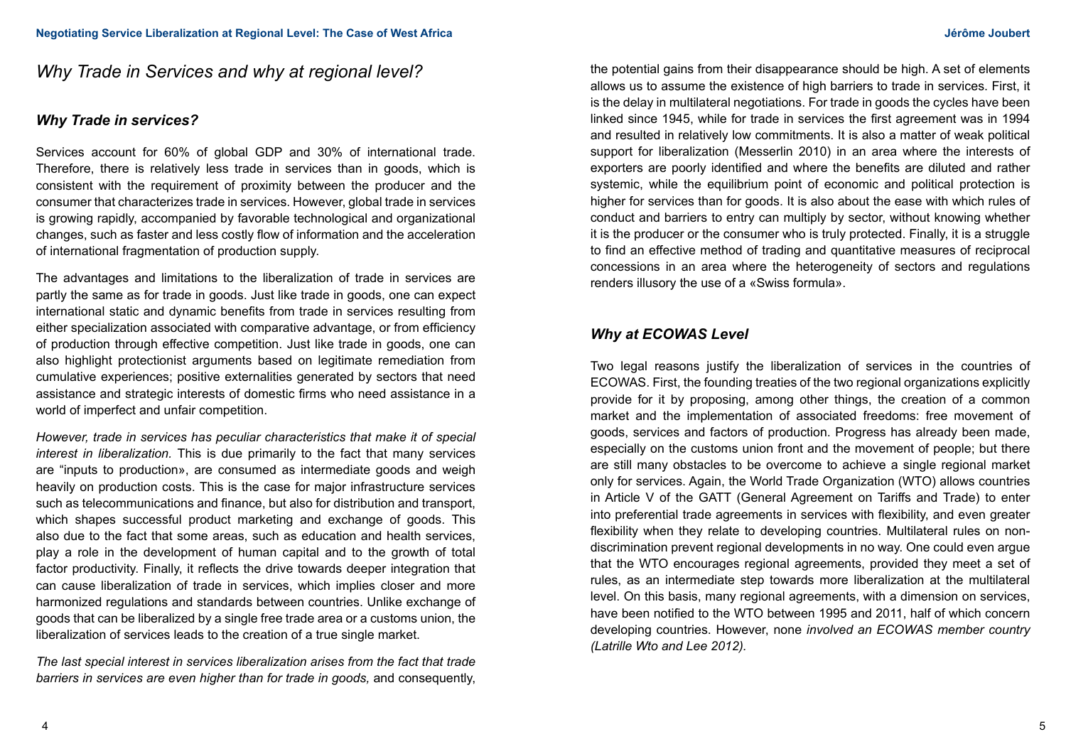## Why Trade in Services and why at regional level?

### Why Trade in services?

Services account for 60% of global GDP and 30% of international trade. Therefore, there is relatively less trade in services than in goods, which is consistent with the requirement of proximity between the producer and the consumer that characterizes trade in services. However, global trade in services is growing rapidly, accompanied by favorable technological and organizational changes, such as faster and less costly flow of information and the acceleration of international fragmentation of production supply.

The advantages and limitations to the liberalization of trade in services are partly the same as for trade in goods. Just like trade in goods, one can expect international static and dynamic benefits from trade in services resulting from either specialization associated with comparative advantage, or from efficiency of production through effective competition. Just like trade in goods, one can also highlight protectionist arguments based on legitimate remediation from cumulative experiences; positive externalities generated by sectors that need assistance and strategic interests of domestic firms who need assistance in a world of imperfect and unfair competition.

*However, trade in services has peculiar characteristics that make it of special interest in liberalization.* This is due primarily to the fact that many services are "inputs to production», are consumed as intermediate goods and weigh heavily on production costs. This is the case for major infrastructure services such as telecommunications and finance, but also for distribution and transport, which shapes successful product marketing and exchange of goods. This also due to the fact that some areas, such as education and health services, play a role in the development of human capital and to the growth of total factor productivity. Finally, it reflects the drive towards deeper integration that can cause liberalization of trade in services, which implies closer and more harmonized regulations and standards between countries. Unlike exchange of goods that can be liberalized by a single free trade area or a customs union, the liberalization of services leads to the creation of a true single market.

*The last special interest in services liberalization arises from the fact that trade barriers in services are even higher than for trade in goods,* and consequently, the potential gains from their disappearance should be high. A set of elements allows us to assume the existence of high barriers to trade in services. First, it is the delay in multilateral negotiations. For trade in goods the cycles have been linked since 1945, while for trade in services the first agreement was in 1994 and resulted in relatively low commitments. It is also a matter of weak political support for liberalization (Messerlin 2010) in an area where the interests of exporters are poorly identified and where the benefits are diluted and rather systemic, while the equilibrium point of economic and political protection is higher for services than for goods. It is also about the ease with which rules of conduct and barriers to entry can multiply by sector, without knowing whether it is the producer or the consumer who is truly protected. Finally, it is a struggle to find an effective method of trading and quantitative measures of reciprocal concessions in an area where the heterogeneity of sectors and regulations renders illusory the use of a «Swiss formula».

### Why at ECOWAS Level

Two legal reasons justify the liberalization of services in the countries of ECOWAS. First, the founding treaties of the two regional organizations explicitly provide for it by proposing, among other things, the creation of a common market and the implementation of associated freedoms: free movement of goods, services and factors of production. Progress has already been made, especially on the customs union front and the movement of people; but there are still many obstacles to be overcome to achieve a single regional market only for services. Again, the World Trade Organization (WTO) allows countries in Article V of the GATT (General Agreement on Tariffs and Trade) to enter into preferential trade agreements in services with flexibility, and even greater flexibility when they relate to developing countries. Multilateral rules on non-discrimination prevent regional developments in no way. One could even argue that the WTO encourages regional agreements, provided they meet a set of rules, as an intermediate step towards more liberalization at the multilateral level. On this basis, many regional agreements, with a dimension on services, have been notified to the WTO between 1995 and 2011, half of which concern developing countries. However, none *involved an ECOWAS member country (Latrille Wto and Lee 2012).*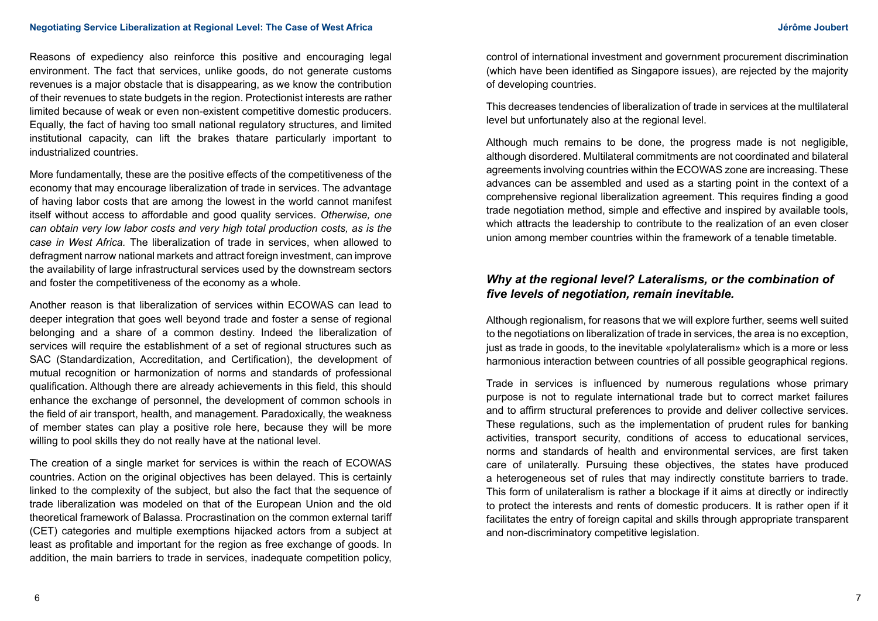Reasons of expediency also reinforce this positive and encouraging legal environment. The fact that services, unlike goods, do not generate customs revenues is a major obstacle that is disappearing, as we know the contribution of their revenues to state budgets in the region. Protectionist interests are rather limited because of weak or even non-existent competitive domestic producers. Equally, the fact of having too small national regulatory structures, and limited institutional capacity, can lift the brakes thatare particularly important to industrialized countries.

More fundamentally, these are the positive effects of the competitiveness of the economy that may encourage liberalization of trade in services. The advantage of having labor costs that are among the lowest in the world cannot manifest itself without access to affordable and good quality services. *Otherwise, one can obtain very low labor costs and very high total production costs, as is the case in West Africa.* The liberalization of trade in services, when allowed to defragment narrow national markets and attract foreign investment, can improve the availability of large infrastructural services used by the downstream sectors and foster the competitiveness of the economy as a whole.

Another reason is that liberalization of services within ECOWAS can lead to deeper integration that goes well beyond trade and foster a sense of regional belonging and a share of a common destiny. Indeed the liberalization of services will require the establishment of a set of regional structures such as SAC (Standardization, Accreditation, and Certification), the development of mutual recognition or harmonization of norms and standards of professional qualification. Although there are already achievements in this field, this should enhance the exchange of personnel, the development of common schools in the field of air transport, health, and management. Paradoxically, the weakness of member states can play a positive role here, because they will be more willing to pool skills they do not really have at the national level.

The creation of a single market for services is within the reach of ECOWAS countries. Action on the original objectives has been delayed. This is certainly linked to the complexity of the subject, but also the fact that the sequence of trade liberalization was modeled on that of the European Union and the old theoretical framework of Balassa. Procrastination on the common external tariff (CET) categories and multiple exemptions hijacked actors from a subject at least as profitable and important for the region as free exchange of goods. In addition, the main barriers to trade in services, inadequate competition policy, control of international investment and government procurement discrimination (which have been identified as Singapore issues), are rejected by the majority of developing countries.

This decreases tendencies of liberalization of trade in services at the multilateral level but unfortunately also at the regional level.

Although much remains to be done, the progress made is not negligible, although disordered. Multilateral commitments are not coordinated and bilateral agreements involving countries within the ECOWAS zone are increasing. These advances can be assembled and used as a starting point in the context of a comprehensive regional liberalization agreement. This requires finding a good trade negotiation method, simple and effective and inspired by available tools, which attracts the leadership to contribute to the realization of an even closer union among member countries within the framework of a tenable timetable.

## *Why at the regional level? Lateralisms, or the combination of five levels of negotiation, remain inevitable.*

Although regionalism, for reasons that we will explore further, seems well suited to the negotiations on liberalization of trade in services, the area is no exception, just as trade in goods, to the inevitable «polylateralism» which is a more or less harmonious interaction between countries of all possible geographical regions.

Trade in services is influenced by numerous regulations whose primary purpose is not to regulate international trade but to correct market failures and to affirm structural preferences to provide and deliver collective services. These regulations, such as the implementation of prudent rules for banking activities, transport security, conditions of access to educational services, norms and standards of health and environmental services, are first taken care of unilaterally. Pursuing these objectives, the states have produced a heterogeneous set of rules that may indirectly constitute barriers to trade. This form of unilateralism is rather a blockage if it aims at directly or indirectly to protect the interests and rents of domestic producers. It is rather open if it facilitates the entry of foreign capital and skills through appropriate transparent and non-discriminatory competitive legislation.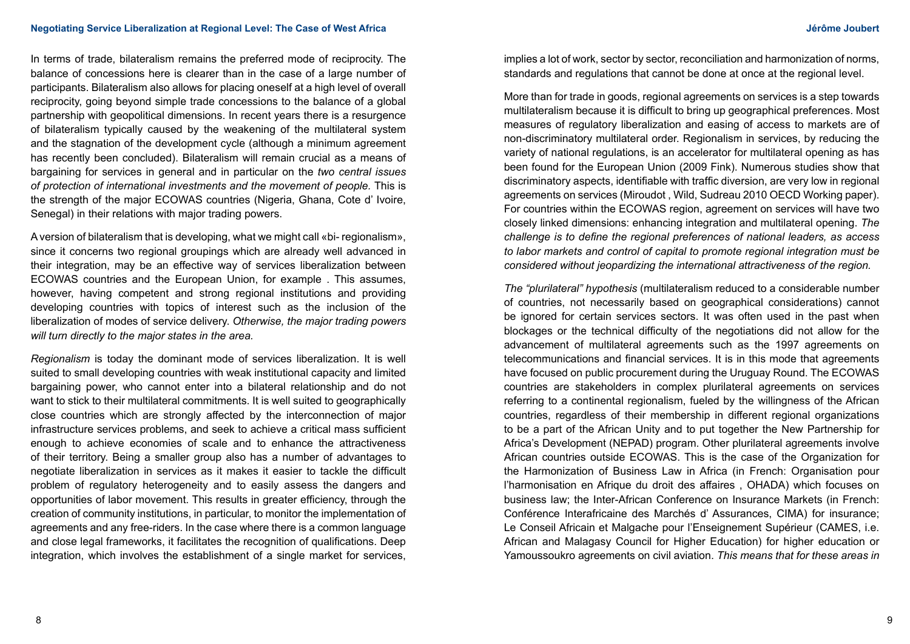In terms of trade, bilateralism remains the preferred mode of reciprocity. The balance of concessions here is clearer than in the case of a large number of participants. Bilateralism also allows for placing oneself at a high level of overall reciprocity, going beyond simple trade concessions to the balance of a global partnership with geopolitical dimensions. In recent years there is a resurgence of bilateralism typically caused by the weakening of the multilateral system and the stagnation of the development cycle (although a minimum agreement has recently been concluded). Bilateralism will remain crucial as a means of bargaining for services in general and in particular on the *two central issues of protection of international investments and the movement of people.* This is the strength of the major ECOWAS countries (Nigeria, Ghana, Cote d' Ivoire, Senegal) in their relations with major trading powers.

A version of bilateralism that is developing, what we might call «bi- regionalism», since it concerns two regional groupings which are already well advanced in their integration, may be an effective way of services liberalization between ECOWAS countries and the European Union, for example . This assumes, however, having competent and strong regional institutions and providing developing countries with topics of interest such as the inclusion of the liberalization of modes of service delivery. *Otherwise, the major trading powers will turn directly to the major states in the area.*

*Regionalism* is today the dominant mode of services liberalization. It is well suited to small developing countries with weak institutional capacity and limited bargaining power, who cannot enter into a bilateral relationship and do not want to stick to their multilateral commitments. It is well suited to geographically close countries which are strongly affected by the interconnection of major infrastructure services problems, and seek to achieve a critical mass sufficient enough to achieve economies of scale and to enhance the attractiveness of their territory. Being a smaller group also has a number of advantages to negotiate liberalization in services as it makes it easier to tackle the difficult problem of regulatory heterogeneity and to easily assess the dangers and opportunities of labor movement. This results in greater efficiency, through the creation of community institutions, in particular, to monitor the implementation of agreements and any free-riders. In the case where there is a common language and close legal frameworks, it facilitates the recognition of qualifications. Deep integration, which involves the establishment of a single market for services, implies a lot of work, sector by sector, reconciliation and harmonization of norms, standards and regulations that cannot be done at once at the regional level.

More than for trade in goods, regional agreements on services is a step towards multilateralism because it is difficult to bring up geographical preferences. Most measures of regulatory liberalization and easing of access to markets are of non-discriminatory multilateral order. Regionalism in services, by reducing the variety of national regulations, is an accelerator for multilateral opening as has been found for the European Union (2009 Fink). Numerous studies show that discriminatory aspects, identifiable with traffic diversion, are very low in regional agreements on services (Miroudot , Wild, Sudreau 2010 OECD Working paper). For countries within the ECOWAS region, agreement on services will have two closely linked dimensions: enhancing integration and multilateral opening. *The challenge is to define the regional preferences of national leaders, as access to labor markets and control of capital to promote regional integration must be considered without jeopardizing the international attractiveness of the region.*

*The "plurilateral" hypothesis* (multilateralism reduced to a considerable number of countries, not necessarily based on geographical considerations) cannot be ignored for certain services sectors. It was often used in the past when blockages or the technical difficulty of the negotiations did not allow for the advancement of multilateral agreements such as the 1997 agreements on telecommunications and financial services. It is in this mode that agreements have focused on public procurement during the Uruguay Round. The ECOWAS countries are stakeholders in complex plurilateral agreements on services referring to a continental regionalism, fueled by the willingness of the African countries, regardless of their membership in different regional organizations to be a part of the African Unity and to put together the New Partnership for Africa's Development (NEPAD) program. Other plurilateral agreements involve African countries outside ECOWAS. This is the case of the Organization for the Harmonization of Business Law in Africa (in French: Organisation pour l'harmonisation en Afrique du droit des affaires , OHADA) which focuses on business law; the Inter-African Conference on Insurance Markets (in French: Conférence Interafricaine des Marchés d' Assurances, CIMA) for insurance; Le Conseil Africain et Malgache pour l'Enseignement Supérieur (CAMES, i.e. African and Malagasy Council for Higher Education) for higher education or Yamoussoukro agreements on civil aviation. *This means that for these areas in*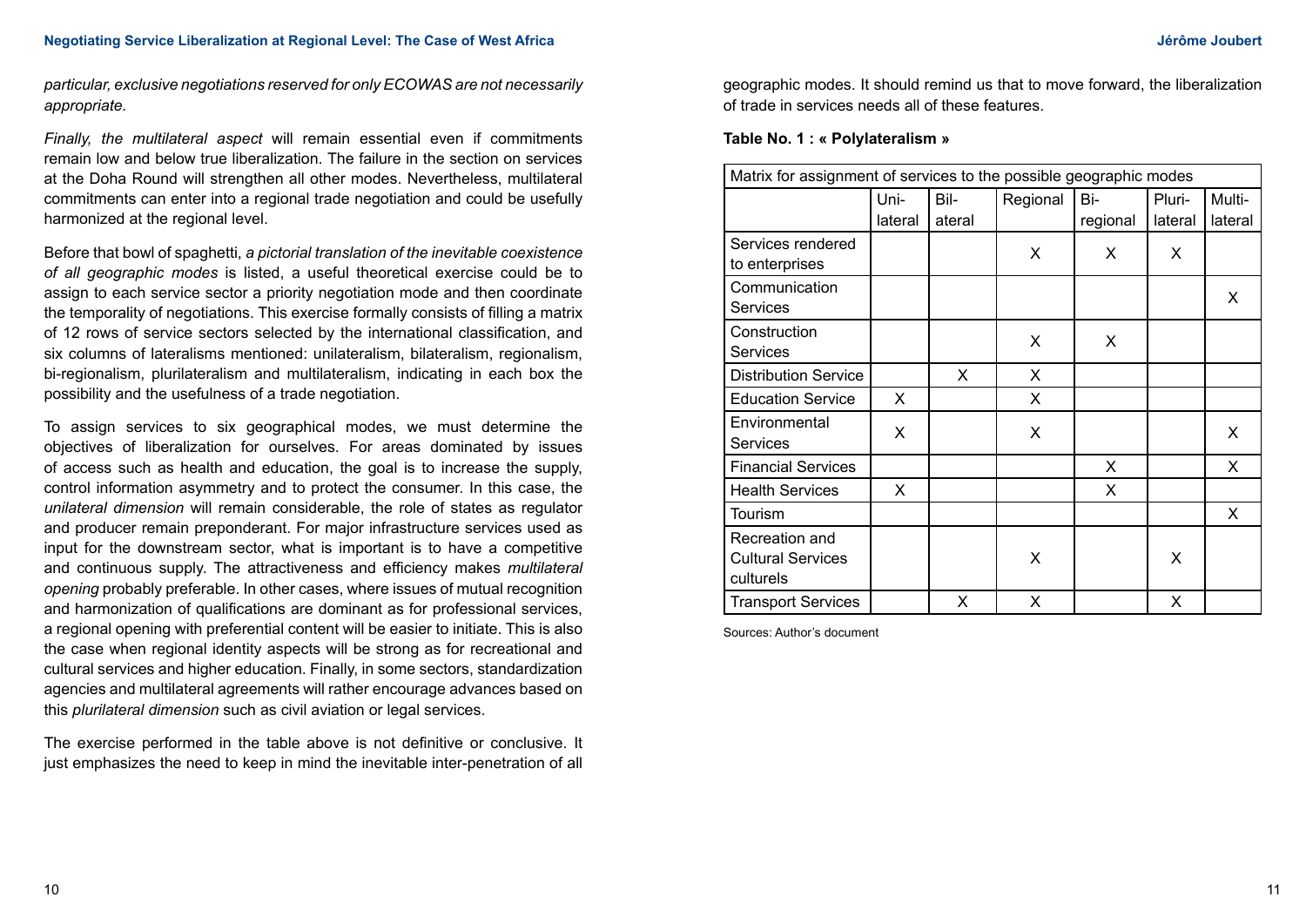*particular, exclusive negotiations reserved for only ECOWAS are not necessarily appropriate.*

*Finally, the multilateral aspect* will remain essential even if commitments remain low and below true liberalization. The failure in the section on services at the Doha Round will strengthen all other modes. Nevertheless, multilateral commitments can enter into a regional trade negotiation and could be usefully harmonized at the regional level.

Before that bowl of spaghetti, *a pictorial translation of the inevitable coexistence of all geographic modes* is listed, a useful theoretical exercise could be to assign to each service sector a priority negotiation mode and then coordinate the temporality of negotiations. This exercise formally consists of filling a matrix of 12 rows of service sectors selected by the international classification, and six columns of lateralisms mentioned: unilateralism, bilateralism, regionalism, bi-regionalism, plurilateralism and multilateralism, indicating in each box the possibility and the usefulness of a trade negotiation.

To assign services to six geographical modes, we must determine the objectives of liberalization for ourselves. For areas dominated by issues of access such as health and education, the goal is to increase the supply, control information asymmetry and to protect the consumer. In this case, the *unilateral dimension* will remain considerable, the role of states as regulator and producer remain preponderant. For major infrastructure services used as input for the downstream sector, what is important is to have a competitive and continuous supply. The attractiveness and efficiency makes *multilateral opening* probably preferable. In other cases, where issues of mutual recognition and harmonization of qualifications are dominant as for professional services, a regional opening with preferential content will be easier to initiate. This is also the case when regional identity aspects will be strong as for recreational and cultural services and higher education. Finally, in some sectors, standardization agencies and multilateral agreements will rather encourage advances based on this *plurilateral dimension* such as civil aviation or legal services.

The exercise performed in the table above is not definitive or conclusive. It just emphasizes the need to keep in mind the inevitable inter-penetration of all geographic modes. It should remind us that to move forward, the liberalization of trade in services needs all of these features.

**Table No. 1 : « Polylateralism »**

| Matrix for assignment of services to the possible geographic modes | | | | | | |
|---|---|---|---|---|---|---|
| | Uni-lateral | Bil-ateral | Regional | Bi-regional | Pluri-lateral | Multi-lateral |
| Services rendered to enterprises | | | X | X | X | |
| Communication Services | | | | | | X |
| Construction Services | | | X | X | | |
| Distribution Service | | X | X | | | |
| Education Service | X | | X | | | |
| Environmental Services | X | | X | | | X |
| Financial Services | | | | X | | X |
| Health Services | X | | | X | | |
| Tourism | | | | | | X |
| Recreation and Cultural Services culturels | | | X | | X | |
| Transport Services | | X | X | | X | |

Sources: Author's document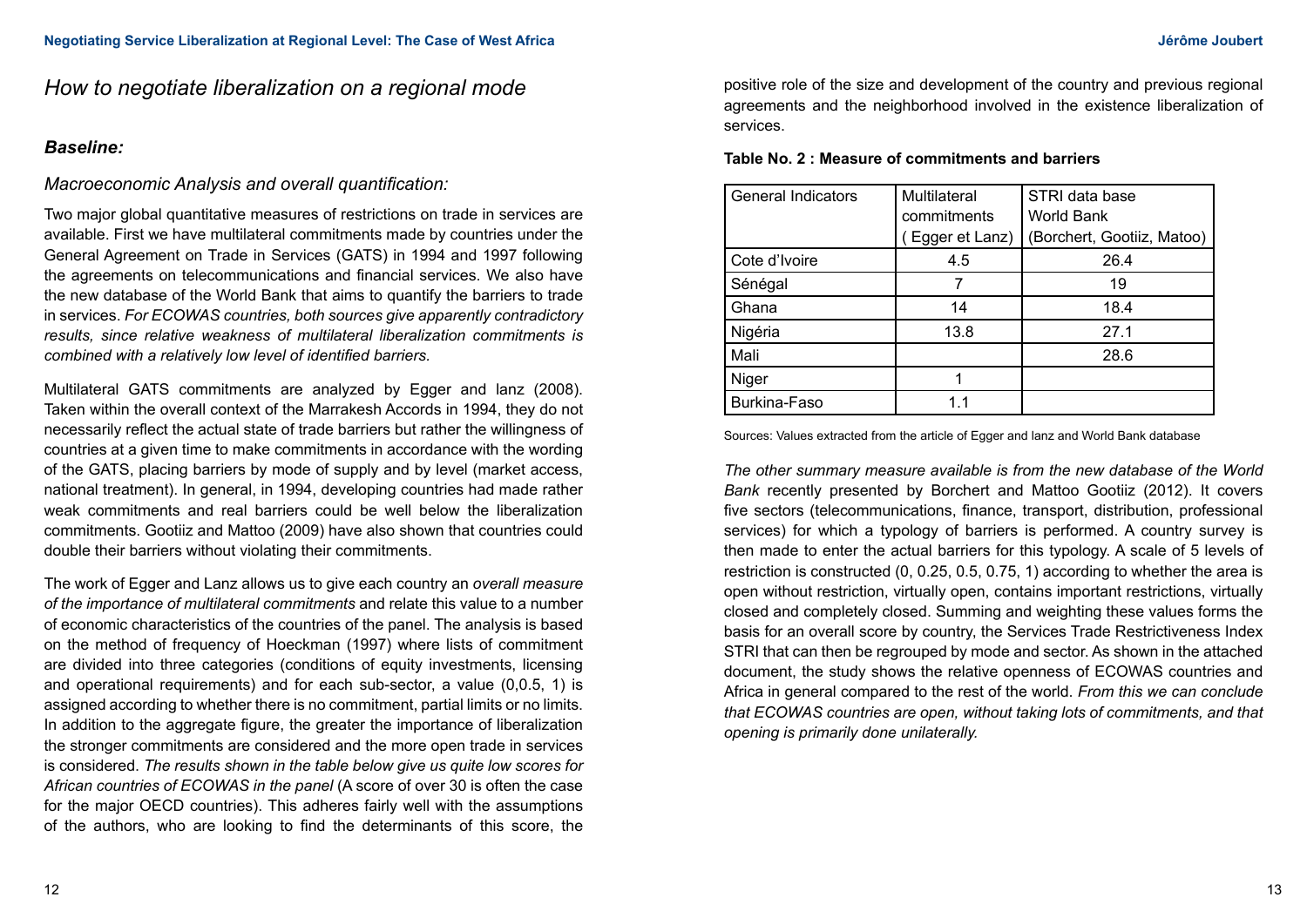## How to negotiate liberalization on a regional mode

### *Baseline:*

*Macroeconomic Analysis and overall quantification:*

Two major global quantitative measures of restrictions on trade in services are available. First we have multilateral commitments made by countries under the General Agreement on Trade in Services (GATS) in 1994 and 1997 following the agreements on telecommunications and financial services. We also have the new database of the World Bank that aims to quantify the barriers to trade in services. *For ECOWAS countries, both sources give apparently contradictory results, since relative weakness of multilateral liberalization commitments is combined with a relatively low level of identified barriers.*

Multilateral GATS commitments are analyzed by Egger and lanz (2008). Taken within the overall context of the Marrakesh Accords in 1994, they do not necessarily reflect the actual state of trade barriers but rather the willingness of countries at a given time to make commitments in accordance with the wording of the GATS, placing barriers by mode of supply and by level (market access, national treatment). In general, in 1994, developing countries had made rather weak commitments and real barriers could be well below the liberalization commitments. Gootiiz and Mattoo (2009) have also shown that countries could double their barriers without violating their commitments.

The work of Egger and Lanz allows us to give each country an *overall measure of the importance of multilateral commitments* and relate this value to a number of economic characteristics of the countries of the panel. The analysis is based on the method of frequency of Hoeckman (1997) where lists of commitment are divided into three categories (conditions of equity investments, licensing and operational requirements) and for each sub-sector, a value (0,0.5, 1) is assigned according to whether there is no commitment, partial limits or no limits. In addition to the aggregate figure, the greater the importance of liberalization the stronger commitments are considered and the more open trade in services is considered. *The results shown in the table below give us quite low scores for African countries of ECOWAS in the panel* (A score of over 30 is often the case for the major OECD countries). This adheres fairly well with the assumptions of the authors, who are looking to find the determinants of this score, the positive role of the size and development of the country and previous regional agreements and the neighborhood involved in the existence liberalization of services.

**Table No. 2 : Measure of commitments and barriers**

| General Indicators | Multilateral commitments ( Egger et Lanz) | STRI data base World Bank (Borchert, Gootiiz, Matoo) |
|---|---|---|
| Cote d'Ivoire | 4.5 | 26.4 |
| Sénégal | 7 | 19 |
| Ghana | 14 | 18.4 |
| Nigéria | 13.8 | 27.1 |
| Mali | | 28.6 |
| Niger | 1 | |
| Burkina-Faso | 1.1 | |

Sources: Values extracted from the article of Egger and lanz and World Bank database

*The other summary measure available is from the new database of the World Bank* recently presented by Borchert and Mattoo Gootiiz (2012). It covers five sectors (telecommunications, finance, transport, distribution, professional services) for which a typology of barriers is performed. A country survey is then made to enter the actual barriers for this typology. A scale of 5 levels of restriction is constructed (0, 0.25, 0.5, 0.75, 1) according to whether the area is open without restriction, virtually open, contains important restrictions, virtually closed and completely closed. Summing and weighting these values forms the basis for an overall score by country, the Services Trade Restrictiveness Index STRI that can then be regrouped by mode and sector. As shown in the attached document, the study shows the relative openness of ECOWAS countries and Africa in general compared to the rest of the world. *From this we can conclude that ECOWAS countries are open, without taking lots of commitments, and that opening is primarily done unilaterally.*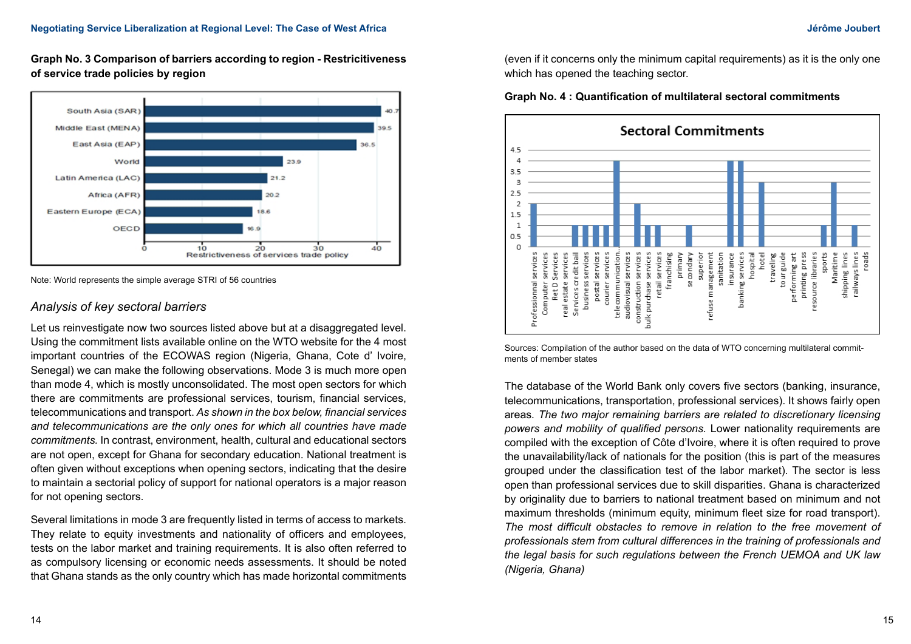**Graph No. 3 Comparison of barriers according to region - Restricitiveness of service trade policies by region**

| Region | Restrictiveness of services trade policy |
|---|---|
| South Asia (SAR) | 40.7 |
| Middle East (MENA) | 39.5 |
| East Asia (EAP) | 36.5 |
| World | 23.9 |
| Latin America (LAC) | 21.2 |
| Africa (AFR) | 20.2 |
| Eastern Europe (ECA) | 18.6 |
| OECD | 16.9 |

Note: World represents the simple average STRI of 56 countries

### *Analysis of key sectoral barriers*

Let us reinvestigate now two sources listed above but at a disaggregated level. Using the commitment lists available online on the WTO website for the 4 most important countries of the ECOWAS region (Nigeria, Ghana, Cote d' Ivoire, Senegal) we can make the following observations. Mode 3 is much more open than mode 4, which is mostly unconsolidated. The most open sectors for which there are commitments are professional services, tourism, financial services, telecommunications and transport. *As shown in the box below, financial services and telecommunications are the only ones for which all countries have made commitments.* In contrast, environment, health, cultural and educational sectors are not open, except for Ghana for secondary education. National treatment is often given without exceptions when opening sectors, indicating that the desire to maintain a sectorial policy of support for national operators is a major reason for not opening sectors.

Several limitations in mode 3 are frequently listed in terms of access to markets. They relate to equity investments and nationality of officers and employees, tests on the labor market and training requirements. It is also often referred to as compulsory licensing or economic needs assessments. It should be noted that Ghana stands as the only country which has made horizontal commitments (even if it concerns only the minimum capital requirements) as it is the only one which has opened the teaching sector.

**Graph No. 4 : Quantification of multilateral sectoral commitments**

Sectoral Commitments

| Sector | Commitments |
|---|---|
| Professional services | 2 |
| Computer services | 0 |
| Ret D Services | 0 |
| real estate services | 0 |
| Services credit bail | 1 |
| business services | 1 |
| postal services | 1 |
| courier services | 1 |
| telecommunication... | 4 |
| audiovisual services | 0 |
| construction services | 2 |
| bulk purchase services | 1 |
| retail services | 1 |
| franchising | 0 |
| primary | 0 |
| secondary | 1 |
| superior | 0 |
| refuse management | 0 |
| sanitation | 0 |
| insurance | 4 |
| banking services | 4 |
| hospital | 0 |
| hotel | 3 |
| traveling | 0 |
| tour guide | 0 |
| performing art | 0 |
| printing press | 0 |
| resource libraries | 0 |
| sports | 1 |
| Maritime | 3 |
| shipping lines | 0 |
| railways lines | 1 |
| roads | 0 |

Sources: Compilation of the author based on the data of WTO concerning multilateral commitments of member states

The database of the World Bank only covers five sectors (banking, insurance, telecommunications, transportation, professional services). It shows fairly open areas*. The two major remaining barriers are related to discretionary licensing powers and mobility of qualified persons.* Lower nationality requirements are compiled with the exception of Côte d'Ivoire, where it is often required to prove the unavailability/lack of nationals for the position (this is part of the measures grouped under the classification test of the labor market). The sector is less open than professional services due to skill disparities. Ghana is characterized by originality due to barriers to national treatment based on minimum and not maximum thresholds (minimum equity, minimum fleet size for road transport). *The most difficult obstacles to remove in relation to the free movement of professionals stem from cultural differences in the training of professionals and the legal basis for such regulations between the French UEMOA and UK law (Nigeria, Ghana)*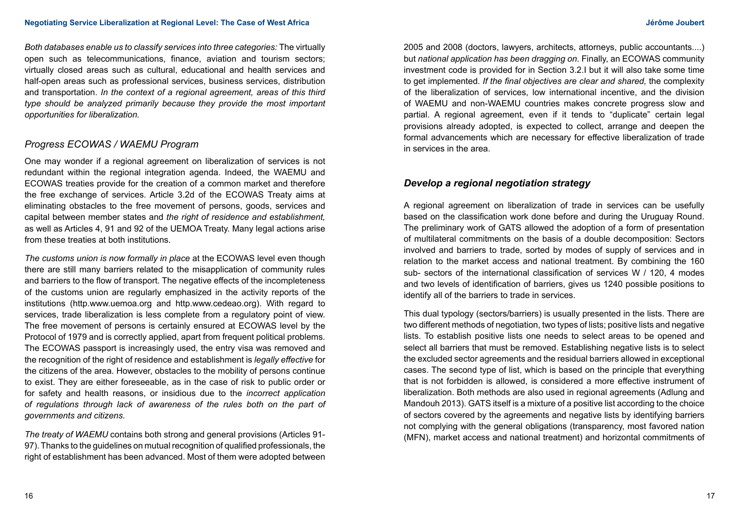*Both databases enable us to classify services into three categories:* The virtually open such as telecommunications, finance, aviation and tourism sectors; virtually closed areas such as cultural, educational and health services and half-open areas such as professional services, business services, distribution and transportation. *In the context of a regional agreement, areas of this third type should be analyzed primarily because they provide the most important opportunities for liberalization.*

## *Progress ECOWAS / WAEMU Program*

One may wonder if a regional agreement on liberalization of services is not redundant within the regional integration agenda. Indeed, the WAEMU and ECOWAS treaties provide for the creation of a common market and therefore the free exchange of services. Article 3.2d of the ECOWAS Treaty aims at eliminating obstacles to the free movement of persons, goods, services and capital between member states and *the right of residence and establishment,* as well as Articles 4, 91 and 92 of the UEMOA Treaty. Many legal actions arise from these treaties at both institutions.

*The customs union is now formally in place* at the ECOWAS level even though there are still many barriers related to the misapplication of community rules and barriers to the flow of transport. The negative effects of the incompleteness of the customs union are regularly emphasized in the activity reports of the institutions (http.www.uemoa.org and http.www.cedeao.org). With regard to services, trade liberalization is less complete from a regulatory point of view. The free movement of persons is certainly ensured at ECOWAS level by the Protocol of 1979 and is correctly applied, apart from frequent political problems. The ECOWAS passport is increasingly used, the entry visa was removed and the recognition of the right of residence and establishment is *legally effective* for the citizens of the area. However, obstacles to the mobility of persons continue to exist. They are either foreseeable, as in the case of risk to public order or for safety and health reasons, or insidious due to the *incorrect application of regulations through lack of awareness of the rules both on the part of governments and citizens.*

*The treaty of WAEMU* contains both strong and general provisions (Articles 91-97). Thanks to the guidelines on mutual recognition of qualified professionals, the right of establishment has been advanced. Most of them were adopted between 2005 and 2008 (doctors, lawyers, architects, attorneys, public accountants....) but *national application has been dragging on*. Finally, an ECOWAS community investment code is provided for in Section 3.2.I but it will also take some time to get implemented. *If the final objectives are clear and shared,* the complexity of the liberalization of services, low international incentive, and the division of WAEMU and non-WAEMU countries makes concrete progress slow and partial. A regional agreement, even if it tends to "duplicate" certain legal provisions already adopted, is expected to collect, arrange and deepen the formal advancements which are necessary for effective liberalization of trade in services in the area.

## ***Develop a regional negotiation strategy***

A regional agreement on liberalization of trade in services can be usefully based on the classification work done before and during the Uruguay Round. The preliminary work of GATS allowed the adoption of a form of presentation of multilateral commitments on the basis of a double decomposition: Sectors involved and barriers to trade, sorted by modes of supply of services and in relation to the market access and national treatment. By combining the 160 sub- sectors of the international classification of services W / 120, 4 modes and two levels of identification of barriers, gives us 1240 possible positions to identify all of the barriers to trade in services.

This dual typology (sectors/barriers) is usually presented in the lists. There are two different methods of negotiation, two types of lists; positive lists and negative lists. To establish positive lists one needs to select areas to be opened and select all barriers that must be removed. Establishing negative lists is to select the excluded sector agreements and the residual barriers allowed in exceptional cases. The second type of list, which is based on the principle that everything that is not forbidden is allowed, is considered a more effective instrument of liberalization. Both methods are also used in regional agreements (Adlung and Mandouh 2013). GATS itself is a mixture of a positive list according to the choice of sectors covered by the agreements and negative lists by identifying barriers not complying with the general obligations (transparency, most favored nation (MFN), market access and national treatment) and horizontal commitments of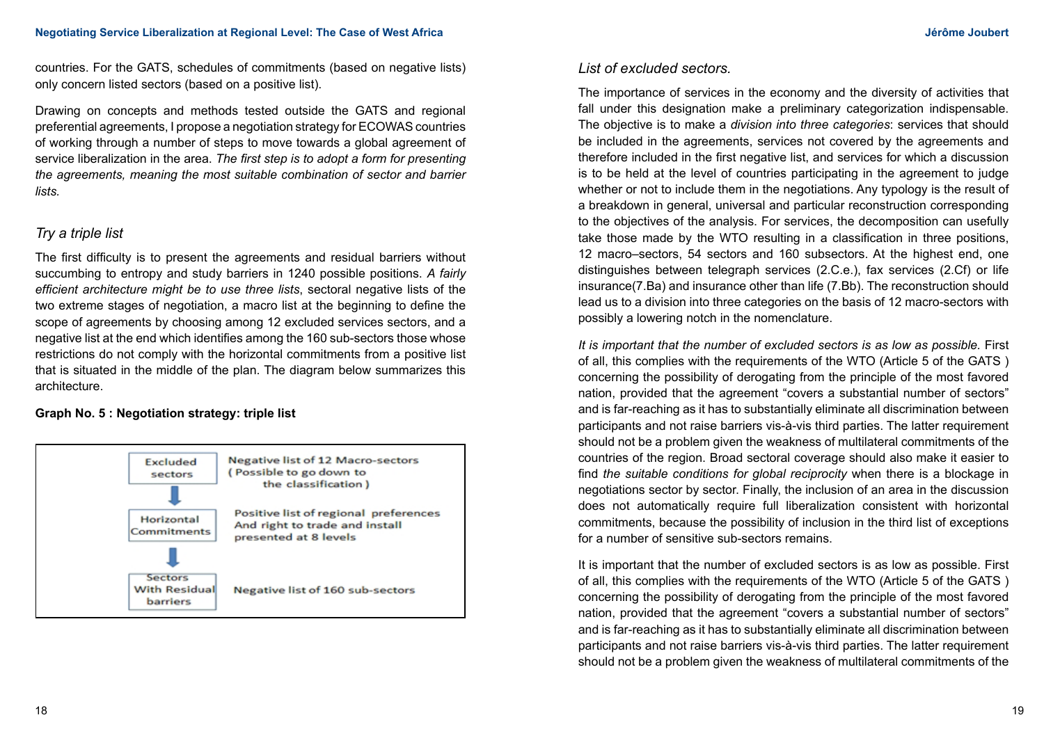countries. For the GATS, schedules of commitments (based on negative lists) only concern listed sectors (based on a positive list).

Drawing on concepts and methods tested outside the GATS and regional preferential agreements, I propose a negotiation strategy for ECOWAS countries of working through a number of steps to move towards a global agreement of service liberalization in the area. *The first step is to adopt a form for presenting the agreements, meaning the most suitable combination of sector and barrier lists.*

### *Try a triple list*

The first difficulty is to present the agreements and residual barriers without succumbing to entropy and study barriers in 1240 possible positions. *A fairly efficient architecture might be to use three lists*, sectoral negative lists of the two extreme stages of negotiation, a macro list at the beginning to define the scope of agreements by choosing among 12 excluded services sectors, and a negative list at the end which identifies among the 160 sub-sectors those whose restrictions do not comply with the horizontal commitments from a positive list that is situated in the middle of the plan. The diagram below summarizes this architecture.

**Graph No. 5 : Negotiation strategy: triple list**

| | |
|---|---|
| Excluded sectors | Negative list of 12 Macro-sectors (Possible to go down to the classification) |
| ↓ Horizontal Commitments | Positive list of regional preferences And right to trade and install presented at 8 levels |
| ↓ Sectors With Residual barriers | Negative list of 160 sub-sectors |

### *List of excluded sectors.*

The importance of services in the economy and the diversity of activities that fall under this designation make a preliminary categorization indispensable. The objective is to make a *division into three categories*: services that should be included in the agreements, services not covered by the agreements and therefore included in the first negative list, and services for which a discussion is to be held at the level of countries participating in the agreement to judge whether or not to include them in the negotiations. Any typology is the result of a breakdown in general, universal and particular reconstruction corresponding to the objectives of the analysis. For services, the decomposition can usefully take those made by the WTO resulting in a classification in three positions, 12 macro–sectors, 54 sectors and 160 subsectors. At the highest end, one distinguishes between telegraph services (2.C.e.), fax services (2.Cf) or life insurance(7.Ba) and insurance other than life (7.Bb). The reconstruction should lead us to a division into three categories on the basis of 12 macro-sectors with possibly a lowering notch in the nomenclature.

*It is important that the number of excluded sectors is as low as possible.* First of all, this complies with the requirements of the WTO (Article 5 of the GATS ) concerning the possibility of derogating from the principle of the most favored nation, provided that the agreement "covers a substantial number of sectors" and is far-reaching as it has to substantially eliminate all discrimination between participants and not raise barriers vis-à-vis third parties. The latter requirement should not be a problem given the weakness of multilateral commitments of the countries of the region. Broad sectoral coverage should also make it easier to find *the suitable conditions for global reciprocity* when there is a blockage in negotiations sector by sector. Finally, the inclusion of an area in the discussion does not automatically require full liberalization consistent with horizontal commitments, because the possibility of inclusion in the third list of exceptions for a number of sensitive sub-sectors remains.

It is important that the number of excluded sectors is as low as possible. First of all, this complies with the requirements of the WTO (Article 5 of the GATS ) concerning the possibility of derogating from the principle of the most favored nation, provided that the agreement "covers a substantial number of sectors" and is far-reaching as it has to substantially eliminate all discrimination between participants and not raise barriers vis-à-vis third parties. The latter requirement should not be a problem given the weakness of multilateral commitments of the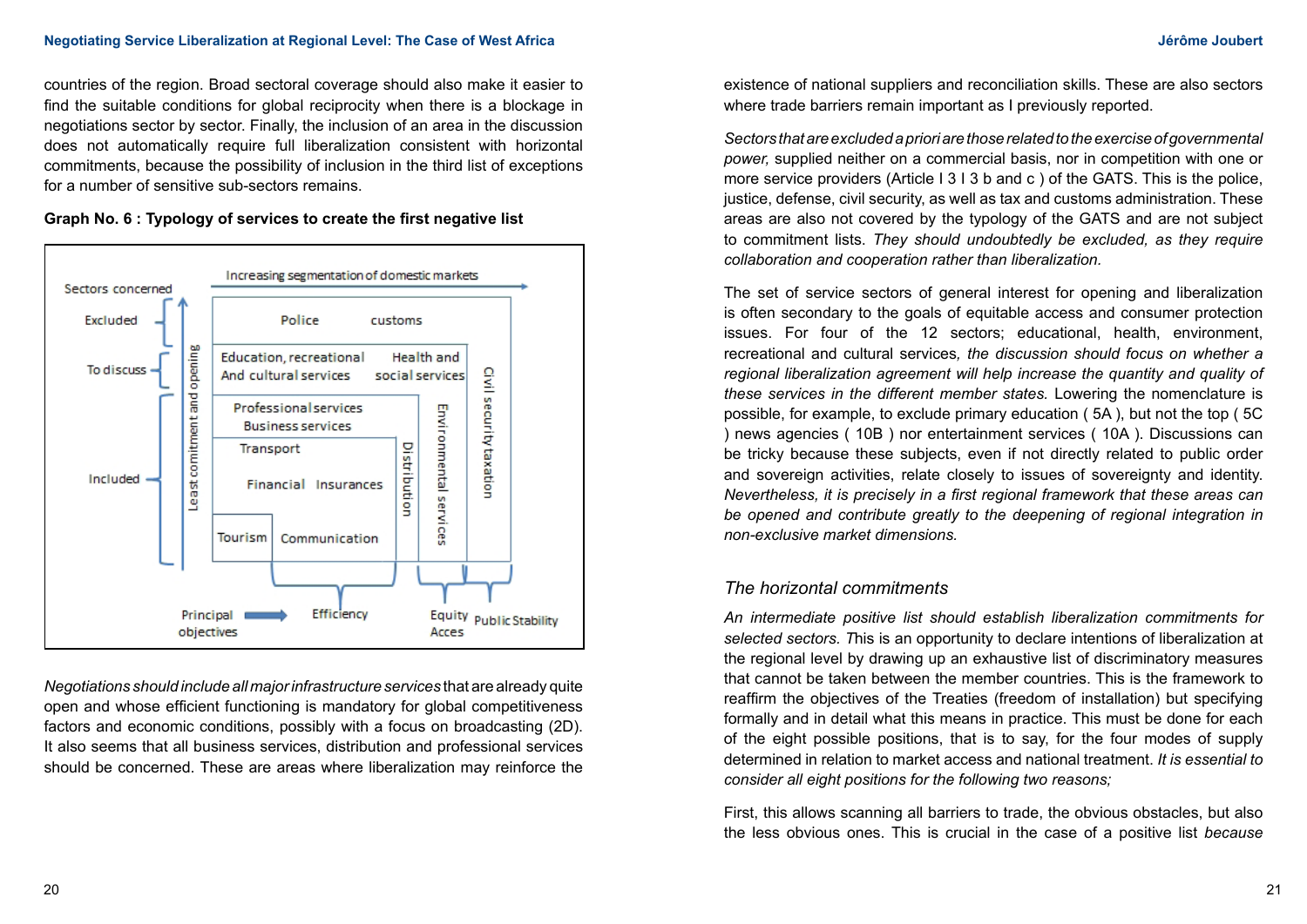countries of the region. Broad sectoral coverage should also make it easier to find the suitable conditions for global reciprocity when there is a blockage in negotiations sector by sector. Finally, the inclusion of an area in the discussion does not automatically require full liberalization consistent with horizontal commitments, because the possibility of inclusion in the third list of exceptions for a number of sensitive sub-sectors remains.

**Graph No. 6 : Typology of services to create the first negative list**

Sectors concerned — Increasing segmentation of domestic markets

Excluded: Police, customs

To discuss: Education, recreational And cultural services; Health and social services

Included: Professional services, Business services; Transport; Financial, Insurances; Tourism; Communication; Distribution; Environmental services; Civil security taxation

Least comitment and opening

Principal objectives: Efficiency; Equity Acces; Public Stability

*Negotiations should include all major infrastructure services* that are already quite open and whose efficient functioning is mandatory for global competitiveness factors and economic conditions, possibly with a focus on broadcasting (2D). It also seems that all business services, distribution and professional services should be concerned. These are areas where liberalization may reinforce the existence of national suppliers and reconciliation skills. These are also sectors where trade barriers remain important as I previously reported.

*Sectors that are excluded a priori are those related to the exercise of governmental power,* supplied neither on a commercial basis, nor in competition with one or more service providers (Article I 3 I 3 b and c ) of the GATS. This is the police, justice, defense, civil security, as well as tax and customs administration. These areas are also not covered by the typology of the GATS and are not subject to commitment lists. *They should undoubtedly be excluded, as they require collaboration and cooperation rather than liberalization.*

The set of service sectors of general interest for opening and liberalization is often secondary to the goals of equitable access and consumer protection issues. For four of the 12 sectors; educational, health, environment, recreational and cultural services*, the discussion should focus on whether a regional liberalization agreement will help increase the quantity and quality of these services in the different member states.* Lowering the nomenclature is possible, for example, to exclude primary education ( 5A ), but not the top ( 5C ) news agencies ( 10B ) nor entertainment services ( 10A ). Discussions can be tricky because these subjects, even if not directly related to public order and sovereign activities, relate closely to issues of sovereignty and identity. *Nevertheless, it is precisely in a first regional framework that these areas can be opened and contribute greatly to the deepening of regional integration in non-exclusive market dimensions.*

### *The horizontal commitments*

*An intermediate positive list should establish liberalization commitments for selected sectors.* This is an opportunity to declare intentions of liberalization at the regional level by drawing up an exhaustive list of discriminatory measures that cannot be taken between the member countries. This is the framework to reaffirm the objectives of the Treaties (freedom of installation) but specifying formally and in detail what this means in practice. This must be done for each of the eight possible positions, that is to say, for the four modes of supply determined in relation to market access and national treatment. *It is essential to consider all eight positions for the following two reasons;*

First, this allows scanning all barriers to trade, the obvious obstacles, but also the less obvious ones. This is crucial in the case of a positive list *because*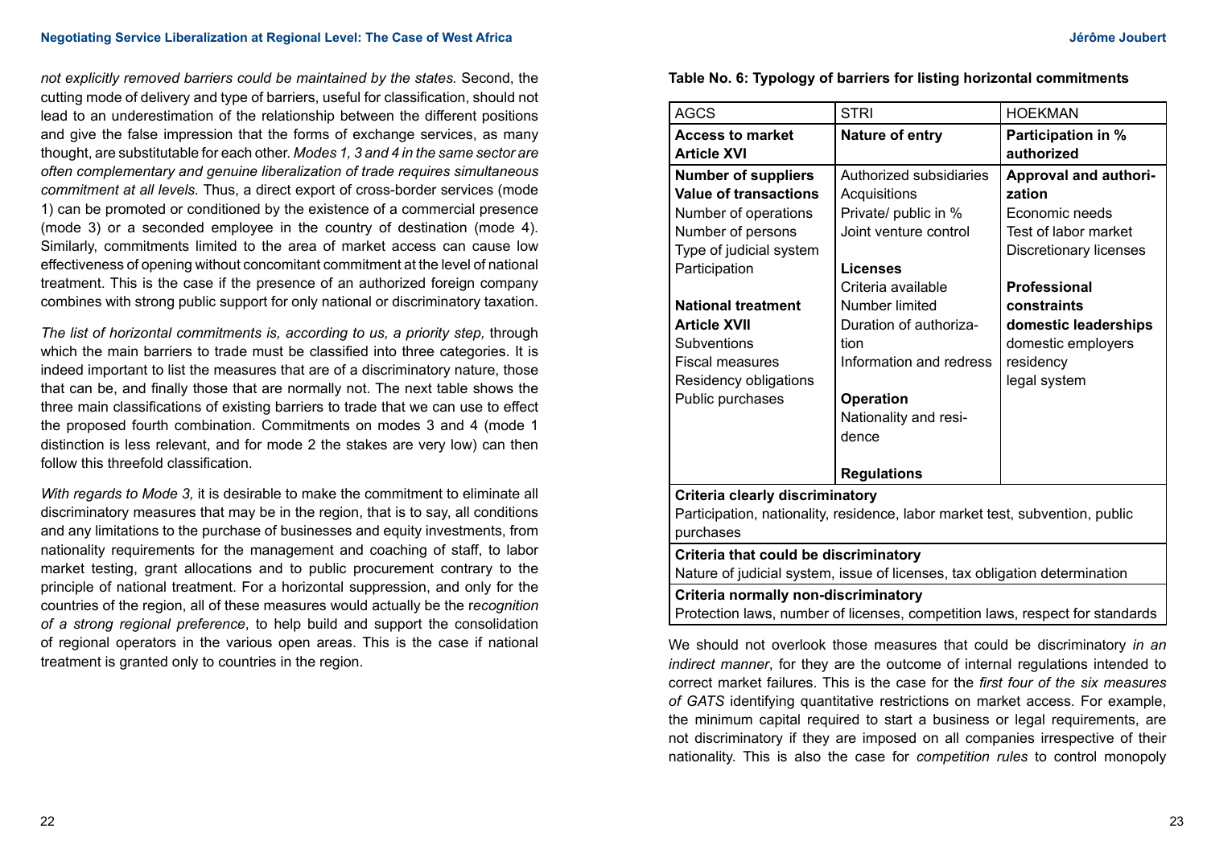*not explicitly removed barriers could be maintained by the states.* Second, the cutting mode of delivery and type of barriers, useful for classification, should not lead to an underestimation of the relationship between the different positions and give the false impression that the forms of exchange services, as many thought, are substitutable for each other. *Modes 1, 3 and 4 in the same sector are often complementary and genuine liberalization of trade requires simultaneous commitment at all levels.* Thus, a direct export of cross-border services (mode 1) can be promoted or conditioned by the existence of a commercial presence (mode 3) or a seconded employee in the country of destination (mode 4). Similarly, commitments limited to the area of market access can cause low effectiveness of opening without concomitant commitment at the level of national treatment. This is the case if the presence of an authorized foreign company combines with strong public support for only national or discriminatory taxation.

*The list of horizontal commitments is, according to us, a priority step,* through which the main barriers to trade must be classified into three categories. It is indeed important to list the measures that are of a discriminatory nature, those that can be, and finally those that are normally not. The next table shows the three main classifications of existing barriers to trade that we can use to effect the proposed fourth combination. Commitments on modes 3 and 4 (mode 1 distinction is less relevant, and for mode 2 the stakes are very low) can then follow this threefold classification.

*With regards to Mode 3,* it is desirable to make the commitment to eliminate all discriminatory measures that may be in the region, that is to say, all conditions and any limitations to the purchase of businesses and equity investments, from nationality requirements for the management and coaching of staff, to labor market testing, grant allocations and to public procurement contrary to the principle of national treatment. For a horizontal suppression, and only for the countries of the region, all of these measures would actually be the r*ecognition of a strong regional preference*, to help build and support the consolidation of regional operators in the various open areas. This is the case if national treatment is granted only to countries in the region.

**Table No. 6: Typology of barriers for listing horizontal commitments**

| AGCS | STRI | HOEKMAN |
|---|---|---|
| **Access to market Article XVI** | **Nature of entry** | **Participation in % authorized** |
| **Number of suppliers**<br>**Value of transactions**<br>Number of operations<br>Number of persons<br>Type of judicial system<br>Participation<br><br>**National treatment Article XVII**<br>Subventions<br>Fiscal measures<br>Residency obligations<br>Public purchases | Authorized subsidiaries<br>Acquisitions<br>Private/ public in %<br>Joint venture control<br><br>**Licenses**<br>Criteria available<br>Number limited<br>Duration of authorization<br>Information and redress<br><br>**Operation**<br>Nationality and residence<br><br>**Regulations** | **Approval and authorization**<br>Economic needs<br>Test of labor market<br>Discretionary licenses<br><br>**Professional constraints**<br>**domestic leaderships**<br>domestic employers<br>residency<br>legal system |
| **Criteria clearly discriminatory**<br>Participation, nationality, residence, labor market test, subvention, public purchases | | |
| **Criteria that could be discriminatory**<br>Nature of judicial system, issue of licenses, tax obligation determination | | |
| **Criteria normally non-discriminatory**<br>Protection laws, number of licenses, competition laws, respect for standards | | |

We should not overlook those measures that could be discriminatory *in an indirect manner*, for they are the outcome of internal regulations intended to correct market failures. This is the case for the *first four of the six measures of GATS* identifying quantitative restrictions on market access. For example, the minimum capital required to start a business or legal requirements, are not discriminatory if they are imposed on all companies irrespective of their nationality. This is also the case for *competition rules* to control monopoly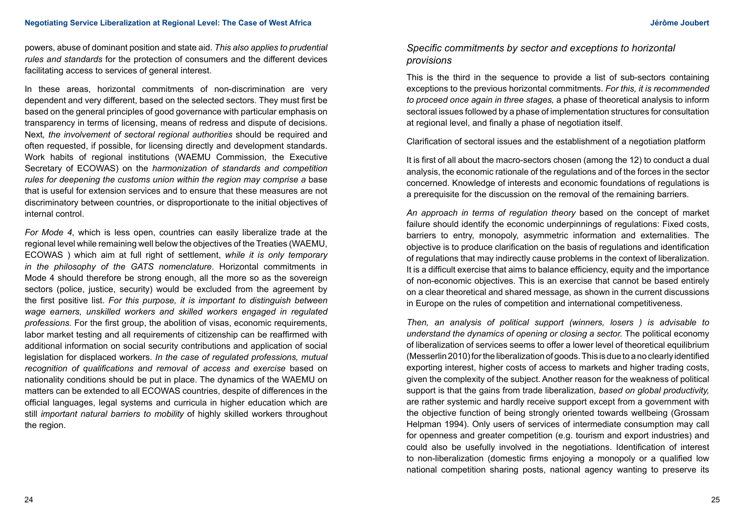powers, abuse of dominant position and state aid. *This also applies to prudential rules and standards* for the protection of consumers and the different devices facilitating access to services of general interest.

In these areas, horizontal commitments of non-discrimination are very dependent and very different, based on the selected sectors. They must first be based on the general principles of good governance with particular emphasis on transparency in terms of licensing, means of redress and dispute of decisions. Next*, the involvement of sectoral regional authorities* should be required and often requested, if possible, for licensing directly and development standards. Work habits of regional institutions (WAEMU Commission, the Executive Secretary of ECOWAS) on the *harmonization of standards and competition rules for deepening the customs union within the region may comprise a* base that is useful for extension services and to ensure that these measures are not discriminatory between countries, or disproportionate to the initial objectives of internal control.

*For Mode 4*, which is less open, countries can easily liberalize trade at the regional level while remaining well below the objectives of the Treaties (WAEMU, ECOWAS ) which aim at full right of settlement, *while it is only temporary in the philosophy of the GATS nomenclature*. Horizontal commitments in Mode 4 should therefore be strong enough, all the more so as the sovereign sectors (police, justice, security) would be excluded from the agreement by the first positive list. *For this purpose, it is important to distinguish between wage earners, unskilled workers and skilled workers engaged in regulated professions.* For the first group, the abolition of visas, economic requirements, labor market testing and all requirements of citizenship can be reaffirmed with additional information on social security contributions and application of social legislation for displaced workers. *In the case of regulated professions, mutual recognition of qualifications and removal of access and exercise* based on nationality conditions should be put in place. The dynamics of the WAEMU on matters can be extended to all ECOWAS countries, despite of differences in the official languages, legal systems and curricula in higher education which are still *important natural barriers to mobility* of highly skilled workers throughout the region.

### *Specific commitments by sector and exceptions to horizontal provisions*

This is the third in the sequence to provide a list of sub-sectors containing exceptions to the previous horizontal commitments. *For this, it is recommended to proceed once again in three stages,* a phase of theoretical analysis to inform sectoral issues followed by a phase of implementation structures for consultation at regional level, and finally a phase of negotiation itself.

Clarification of sectoral issues and the establishment of a negotiation platform

It is first of all about the macro-sectors chosen (among the 12) to conduct a dual analysis, the economic rationale of the regulations and of the forces in the sector concerned. Knowledge of interests and economic foundations of regulations is a prerequisite for the discussion on the removal of the remaining barriers.

*An approach in terms of regulation theory* based on the concept of market failure should identify the economic underpinnings of regulations: Fixed costs, barriers to entry, monopoly, asymmetric information and externalities. The objective is to produce clarification on the basis of regulations and identification of regulations that may indirectly cause problems in the context of liberalization. It is a difficult exercise that aims to balance efficiency, equity and the importance of non-economic objectives. This is an exercise that cannot be based entirely on a clear theoretical and shared message, as shown in the current discussions in Europe on the rules of competition and international competitiveness.

*Then, an analysis of political support (winners, losers ) is advisable to understand the dynamics of opening or closing a sector.* The political economy of liberalization of services seems to offer a lower level of theoretical equilibrium (Messerlin 2010) for the liberalization of goods. This is due to a no clearly identified exporting interest, higher costs of access to markets and higher trading costs, given the complexity of the subject. Another reason for the weakness of political support is that the gains from trade liberalization, *based on global productivity,* are rather systemic and hardly receive support except from a government with the objective function of being strongly oriented towards wellbeing (Grossam Helpman 1994). Only users of services of intermediate consumption may call for openness and greater competition (e.g. tourism and export industries) and could also be usefully involved in the negotiations. Identification of interest to non-liberalization (domestic firms enjoying a monopoly or a qualified low national competition sharing posts, national agency wanting to preserve its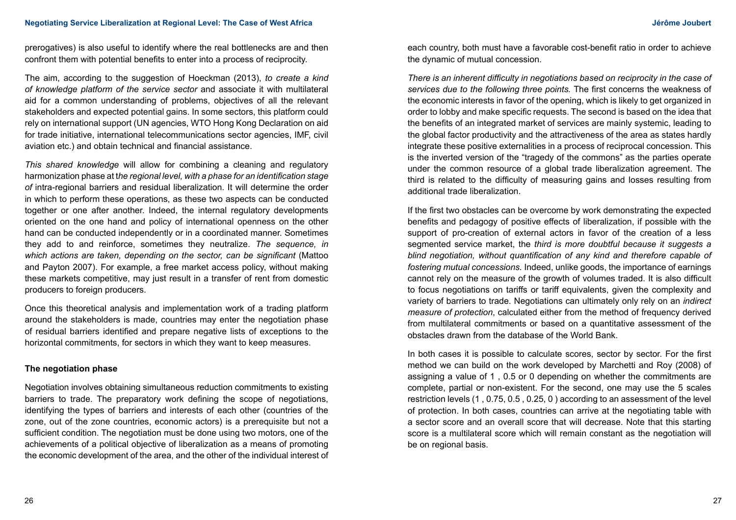prerogatives) is also useful to identify where the real bottlenecks are and then confront them with potential benefits to enter into a process of reciprocity.

The aim, according to the suggestion of Hoeckman (2013), *to create a kind of knowledge platform of the service sector* and associate it with multilateral aid for a common understanding of problems, objectives of all the relevant stakeholders and expected potential gains. In some sectors, this platform could rely on international support (UN agencies, WTO Hong Kong Declaration on aid for trade initiative, international telecommunications sector agencies, IMF, civil aviation etc.) and obtain technical and financial assistance.

*This shared knowledge* will allow for combining a cleaning and regulatory harmonization phase at t*he regional level, with a phase for an identification stage of* intra-regional barriers and residual liberalization. It will determine the order in which to perform these operations, as these two aspects can be conducted together or one after another. Indeed, the internal regulatory developments oriented on the one hand and policy of international openness on the other hand can be conducted independently or in a coordinated manner. Sometimes they add to and reinforce, sometimes they neutralize. *The sequence, in which actions are taken, depending on the sector, can be significant* (Mattoo and Payton 2007). For example, a free market access policy, without making these markets competitive, may just result in a transfer of rent from domestic producers to foreign producers.

Once this theoretical analysis and implementation work of a trading platform around the stakeholders is made, countries may enter the negotiation phase of residual barriers identified and prepare negative lists of exceptions to the horizontal commitments, for sectors in which they want to keep measures.

**The negotiation phase**

Negotiation involves obtaining simultaneous reduction commitments to existing barriers to trade. The preparatory work defining the scope of negotiations, identifying the types of barriers and interests of each other (countries of the zone, out of the zone countries, economic actors) is a prerequisite but not a sufficient condition. The negotiation must be done using two motors, one of the achievements of a political objective of liberalization as a means of promoting the economic development of the area, and the other of the individual interest of each country, both must have a favorable cost-benefit ratio in order to achieve the dynamic of mutual concession.

*There is an inherent difficulty in negotiations based on reciprocity in the case of services due to the following three points.* The first concerns the weakness of the economic interests in favor of the opening, which is likely to get organized in order to lobby and make specific requests. The second is based on the idea that the benefits of an integrated market of services are mainly systemic, leading to the global factor productivity and the attractiveness of the area as states hardly integrate these positive externalities in a process of reciprocal concession. This is the inverted version of the "tragedy of the commons" as the parties operate under the common resource of a global trade liberalization agreement. The third is related to the difficulty of measuring gains and losses resulting from additional trade liberalization.

If the first two obstacles can be overcome by work demonstrating the expected benefits and pedagogy of positive effects of liberalization, if possible with the support of pro-creation of external actors in favor of the creation of a less segmented service market, the *third is more doubtful because it suggests a blind negotiation, without quantification of any kind and therefore capable of fostering mutual concessions.* Indeed, unlike goods, the importance of earnings cannot rely on the measure of the growth of volumes traded. It is also difficult to focus negotiations on tariffs or tariff equivalents, given the complexity and variety of barriers to trade. Negotiations can ultimately only rely on an *indirect measure of protection*, calculated either from the method of frequency derived from multilateral commitments or based on a quantitative assessment of the obstacles drawn from the database of the World Bank.

In both cases it is possible to calculate scores, sector by sector. For the first method we can build on the work developed by Marchetti and Roy (2008) of assigning a value of 1 , 0.5 or 0 depending on whether the commitments are complete, partial or non-existent. For the second, one may use the 5 scales restriction levels (1 , 0.75, 0.5 , 0.25, 0 ) according to an assessment of the level of protection. In both cases, countries can arrive at the negotiating table with a sector score and an overall score that will decrease. Note that this starting score is a multilateral score which will remain constant as the negotiation will be on regional basis.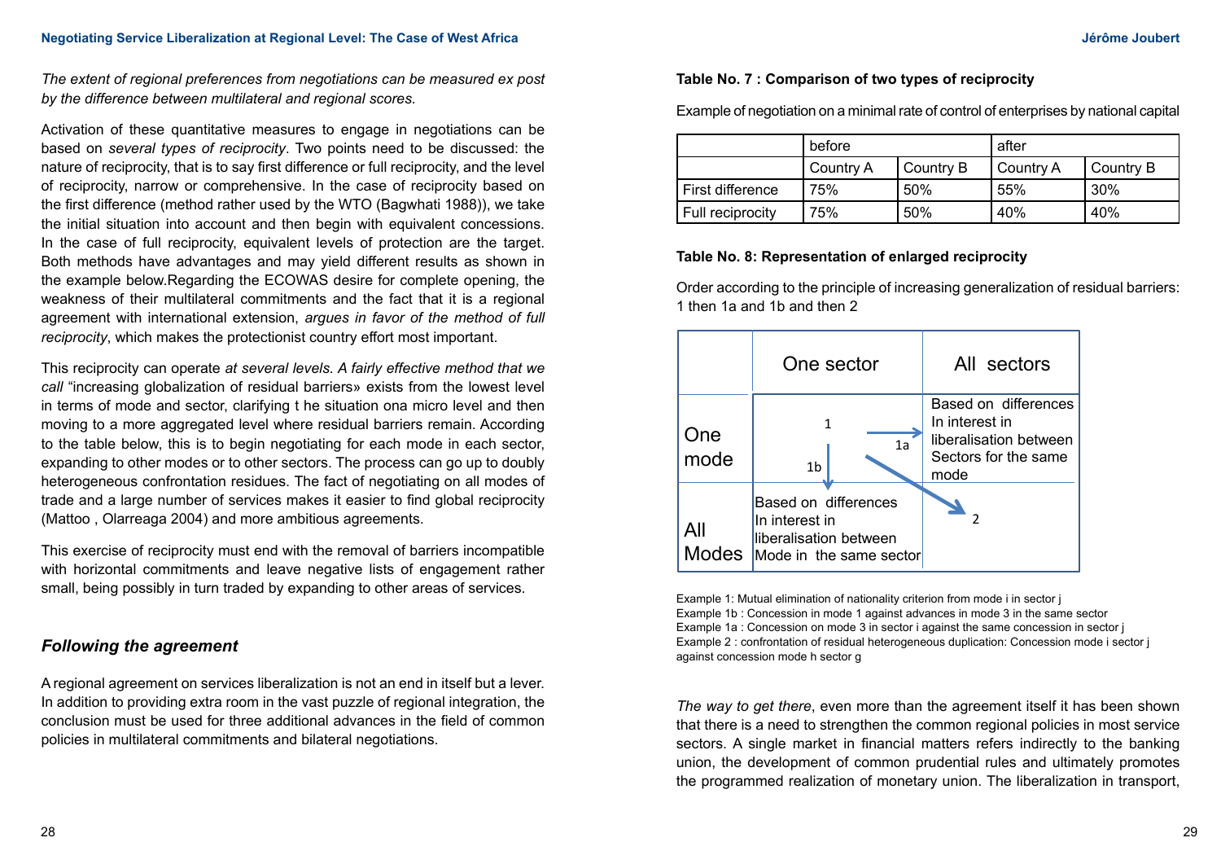*The extent of regional preferences from negotiations can be measured ex post by the difference between multilateral and regional scores.*

Activation of these quantitative measures to engage in negotiations can be based on *several types of reciprocity*. Two points need to be discussed: the nature of reciprocity, that is to say first difference or full reciprocity, and the level of reciprocity, narrow or comprehensive. In the case of reciprocity based on the first difference (method rather used by the WTO (Bagwhati 1988)), we take the initial situation into account and then begin with equivalent concessions. In the case of full reciprocity, equivalent levels of protection are the target. Both methods have advantages and may yield different results as shown in the example below.Regarding the ECOWAS desire for complete opening, the weakness of their multilateral commitments and the fact that it is a regional agreement with international extension, *argues in favor of the method of full reciprocity*, which makes the protectionist country effort most important.

This reciprocity can operate *at several levels. A fairly effective method that we call* "increasing globalization of residual barriers» exists from the lowest level in terms of mode and sector, clarifying t he situation ona micro level and then moving to a more aggregated level where residual barriers remain. According to the table below, this is to begin negotiating for each mode in each sector, expanding to other modes or to other sectors. The process can go up to doubly heterogeneous confrontation residues. The fact of negotiating on all modes of trade and a large number of services makes it easier to find global reciprocity (Mattoo , Olarreaga 2004) and more ambitious agreements.

This exercise of reciprocity must end with the removal of barriers incompatible with horizontal commitments and leave negative lists of engagement rather small, being possibly in turn traded by expanding to other areas of services.

## *Following the agreement*

A regional agreement on services liberalization is not an end in itself but a lever. In addition to providing extra room in the vast puzzle of regional integration, the conclusion must be used for three additional advances in the field of common policies in multilateral commitments and bilateral negotiations.

**Table No. 7 : Comparison of two types of reciprocity**

Example of negotiation on a minimal rate of control of enterprises by national capital

| | before | | after | |
|---|---|---|---|---|
| | Country A | Country B | Country A | Country B |
| First difference | 75% | 50% | 55% | 30% |
| Full reciprocity | 75% | 50% | 40% | 40% |

**Table No. 8: Representation of enlarged reciprocity**

Order according to the principle of increasing generalization of residual barriers: 1 then 1a and 1b and then 2

| | One sector | All sectors |
|---|---|---|
| One mode | 1 → 1a; ↓ 1b; ↘ 2 | Based on differences In interest in liberalisation between Sectors for the same mode |
| All Modes | Based on differences In interest in liberalisation between Mode in the same sector | 2 |

Example 1: Mutual elimination of nationality criterion from mode i in sector j
Example 1b : Concession in mode 1 against advances in mode 3 in the same sector
Example 1a : Concession on mode 3 in sector i against the same concession in sector j
Example 2 : confrontation of residual heterogeneous duplication: Concession mode i sector j against concession mode h sector g

*The way to get there*, even more than the agreement itself it has been shown that there is a need to strengthen the common regional policies in most service sectors. A single market in financial matters refers indirectly to the banking union, the development of common prudential rules and ultimately promotes the programmed realization of monetary union. The liberalization in transport,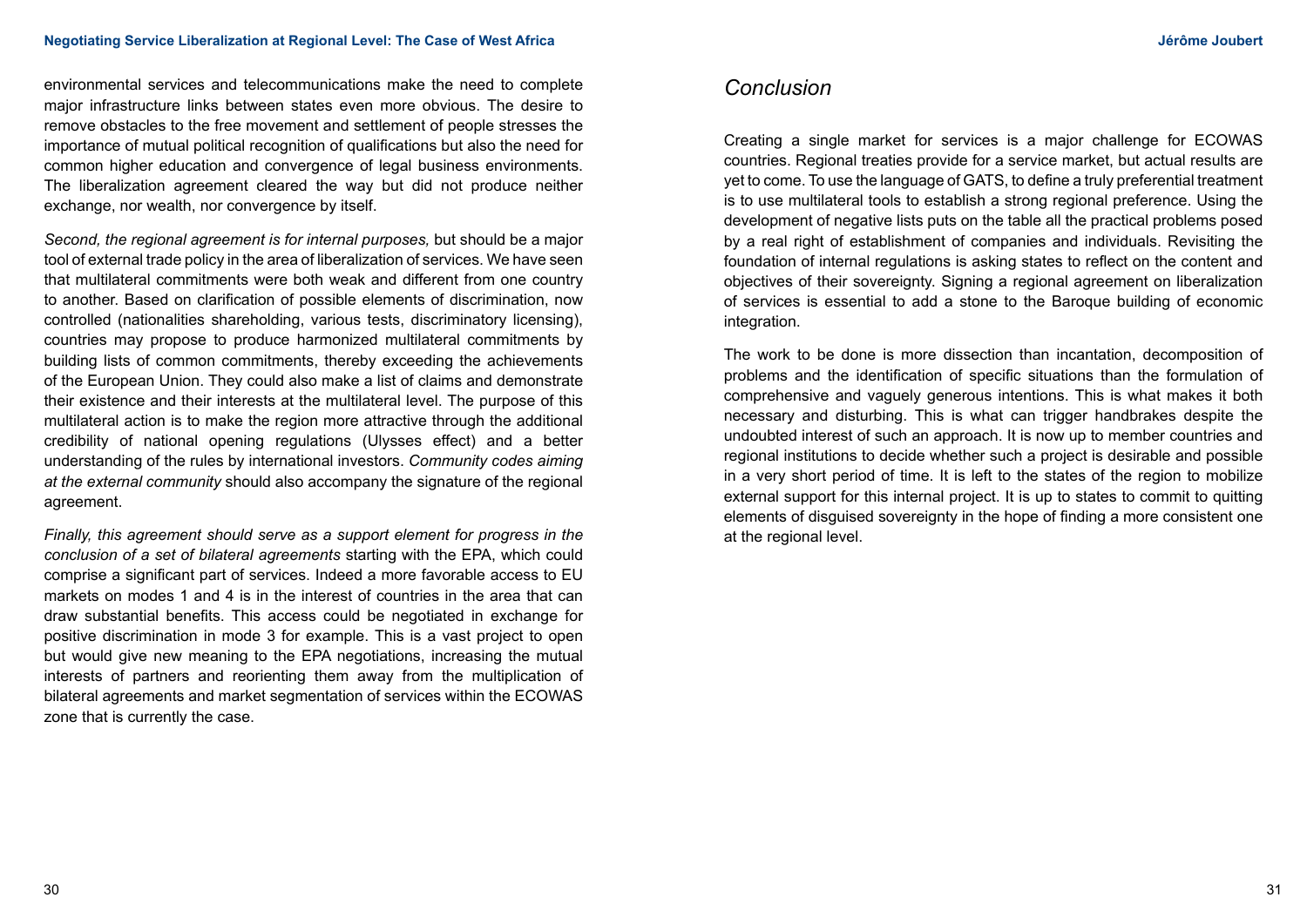environmental services and telecommunications make the need to complete major infrastructure links between states even more obvious. The desire to remove obstacles to the free movement and settlement of people stresses the importance of mutual political recognition of qualifications but also the need for common higher education and convergence of legal business environments. The liberalization agreement cleared the way but did not produce neither exchange, nor wealth, nor convergence by itself.

*Second, the regional agreement is for internal purposes,* but should be a major tool of external trade policy in the area of liberalization of services. We have seen that multilateral commitments were both weak and different from one country to another. Based on clarification of possible elements of discrimination, now controlled (nationalities shareholding, various tests, discriminatory licensing), countries may propose to produce harmonized multilateral commitments by building lists of common commitments, thereby exceeding the achievements of the European Union. They could also make a list of claims and demonstrate their existence and their interests at the multilateral level. The purpose of this multilateral action is to make the region more attractive through the additional credibility of national opening regulations (Ulysses effect) and a better understanding of the rules by international investors. *Community codes aiming at the external community* should also accompany the signature of the regional agreement.

*Finally, this agreement should serve as a support element for progress in the conclusion of a set of bilateral agreements* starting with the EPA, which could comprise a significant part of services. Indeed a more favorable access to EU markets on modes 1 and 4 is in the interest of countries in the area that can draw substantial benefits. This access could be negotiated in exchange for positive discrimination in mode 3 for example. This is a vast project to open but would give new meaning to the EPA negotiations, increasing the mutual interests of partners and reorienting them away from the multiplication of bilateral agreements and market segmentation of services within the ECOWAS zone that is currently the case.

## *Conclusion*

Creating a single market for services is a major challenge for ECOWAS countries. Regional treaties provide for a service market, but actual results are yet to come. To use the language of GATS, to define a truly preferential treatment is to use multilateral tools to establish a strong regional preference. Using the development of negative lists puts on the table all the practical problems posed by a real right of establishment of companies and individuals. Revisiting the foundation of internal regulations is asking states to reflect on the content and objectives of their sovereignty. Signing a regional agreement on liberalization of services is essential to add a stone to the Baroque building of economic integration.

The work to be done is more dissection than incantation, decomposition of problems and the identification of specific situations than the formulation of comprehensive and vaguely generous intentions. This is what makes it both necessary and disturbing. This is what can trigger handbrakes despite the undoubted interest of such an approach. It is now up to member countries and regional institutions to decide whether such a project is desirable and possible in a very short period of time. It is left to the states of the region to mobilize external support for this internal project. It is up to states to commit to quitting elements of disguised sovereignty in the hope of finding a more consistent one at the regional level.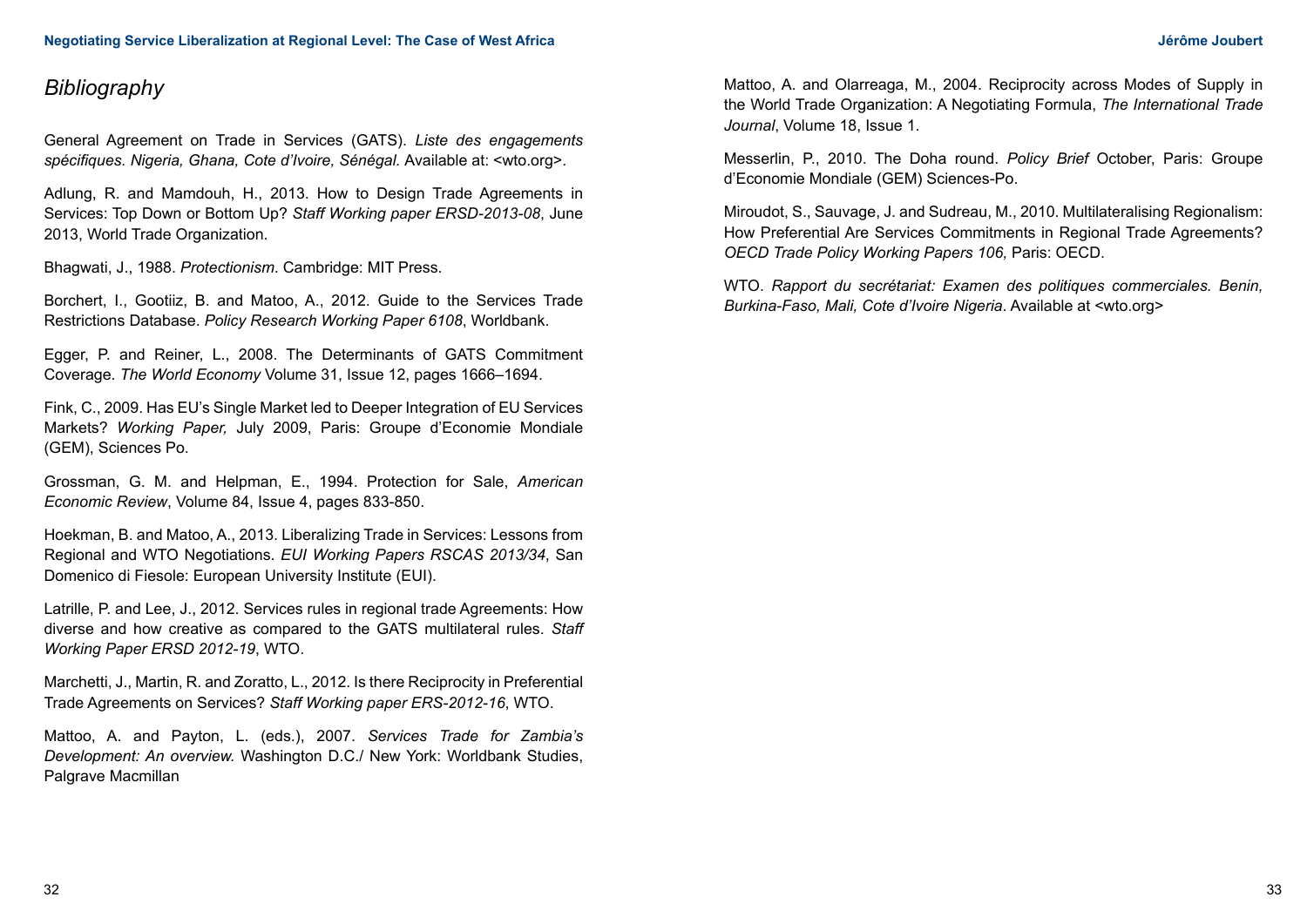## *Bibliography*

General Agreement on Trade in Services (GATS). *Liste des engagements spécifiques. Nigeria, Ghana, Cote d'Ivoire, Sénégal.* Available at: <wto.org>.

Adlung, R. and Mamdouh, H., 2013. How to Design Trade Agreements in Services: Top Down or Bottom Up? *Staff Working paper ERSD-2013-08*, June 2013, World Trade Organization.

Bhagwati, J., 1988. *Protectionism*. Cambridge: MIT Press.

Borchert, I., Gootiiz, B. and Matoo, A., 2012. Guide to the Services Trade Restrictions Database. *Policy Research Working Paper 6108*, Worldbank.

Egger, P. and Reiner, L., 2008. The Determinants of GATS Commitment Coverage. *The World Economy* Volume 31, Issue 12, pages 1666–1694.

Fink, C., 2009. Has EU's Single Market led to Deeper Integration of EU Services Markets? *Working Paper,* July 2009, Paris: Groupe d'Economie Mondiale (GEM), Sciences Po.

Grossman, G. M. and Helpman, E., 1994. Protection for Sale, *American Economic Review*, Volume 84, Issue 4, pages 833-850.

Hoekman, B. and Matoo, A., 2013. Liberalizing Trade in Services: Lessons from Regional and WTO Negotiations. *EUI Working Papers RSCAS 2013/34*, San Domenico di Fiesole: European University Institute (EUI).

Latrille, P. and Lee, J., 2012. Services rules in regional trade Agreements: How diverse and how creative as compared to the GATS multilateral rules. *Staff Working Paper ERSD 2012-19*, WTO.

Marchetti, J., Martin, R. and Zoratto, L., 2012. Is there Reciprocity in Preferential Trade Agreements on Services? *Staff Working paper ERS-2012-16*, WTO.

Mattoo, A. and Payton, L. (eds.), 2007. *Services Trade for Zambia's Development: An overview.* Washington D.C./ New York: Worldbank Studies, Palgrave Macmillan

Mattoo, A. and Olarreaga, M., 2004. Reciprocity across Modes of Supply in the World Trade Organization: A Negotiating Formula, *The International Trade Journal*, Volume 18, Issue 1.

Messerlin, P., 2010. The Doha round. *Policy Brief* October, Paris: Groupe d'Economie Mondiale (GEM) Sciences-Po.

Miroudot, S., Sauvage, J. and Sudreau, M., 2010. Multilateralising Regionalism: How Preferential Are Services Commitments in Regional Trade Agreements? *OECD Trade Policy Working Papers 106,* Paris: OECD.

WTO. *Rapport du secrétariat: Examen des politiques commerciales. Benin, Burkina-Faso, Mali, Cote d'Ivoire Nigeria*. Available at <wto.org>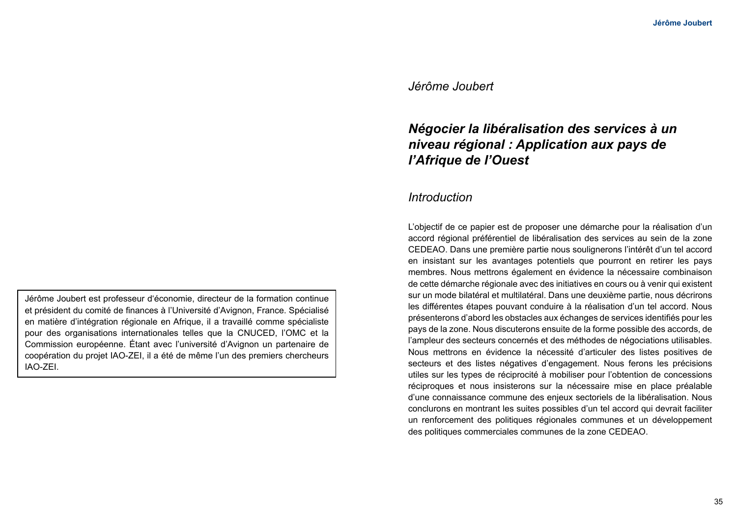*Jérôme Joubert*

# *Négocier la libéralisation des services à un niveau régional : Application aux pays de l'Afrique de l'Ouest*

## *Introduction*

L'objectif de ce papier est de proposer une démarche pour la réalisation d'un accord régional préférentiel de libéralisation des services au sein de la zone CEDEAO. Dans une première partie nous soulignerons l'intérêt d'un tel accord en insistant sur les avantages potentiels que pourront en retirer les pays membres. Nous mettrons également en évidence la nécessaire combinaison de cette démarche régionale avec des initiatives en cours ou à venir qui existent sur un mode bilatéral et multilatéral. Dans une deuxième partie, nous décrirons les différentes étapes pouvant conduire à la réalisation d'un tel accord. Nous présenterons d'abord les obstacles aux échanges de services identifiés pour les pays de la zone. Nous discuterons ensuite de la forme possible des accords, de l'ampleur des secteurs concernés et des méthodes de négociations utilisables. Nous mettrons en évidence la nécessité d'articuler des listes positives de secteurs et des listes négatives d'engagement. Nous ferons les précisions utiles sur les types de réciprocité à mobiliser pour l'obtention de concessions réciproques et nous insisterons sur la nécessaire mise en place préalable d'une connaissance commune des enjeux sectoriels de la libéralisation. Nous conclurons en montrant les suites possibles d'un tel accord qui devrait faciliter un renforcement des politiques régionales communes et un développement des politiques commerciales communes de la zone CEDEAO.

Jérôme Joubert est professeur d'économie, directeur de la formation continue et président du comité de finances à l'Université d'Avignon, France. Spécialisé en matière d'intégration régionale en Afrique, il a travaillé comme spécialiste pour des organisations internationales telles que la CNUCED, l'OMC et la Commission européenne. Étant avec l'université d'Avignon un partenaire de coopération du projet IAO-ZEI, il a été de même l'un des premiers chercheurs IAO-ZEI.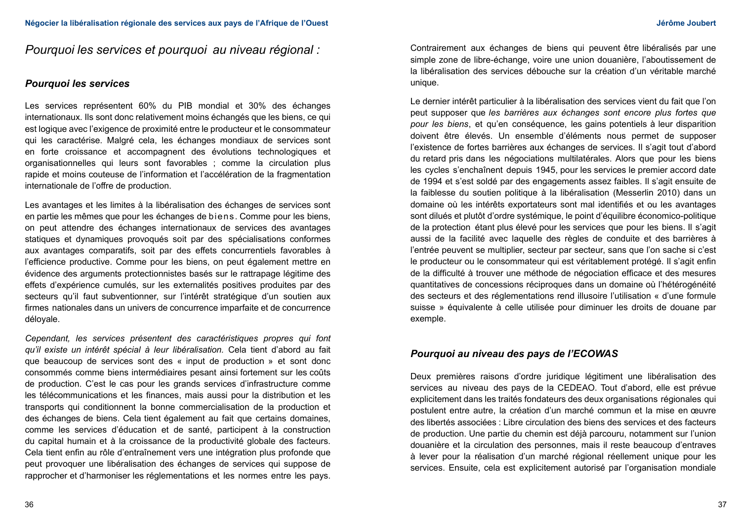## *Pourquoi les services et pourquoi au niveau régional :*

### *Pourquoi les services*

Les services représentent 60% du PIB mondial et 30% des échanges internationaux. Ils sont donc relativement moins échangés que les biens, ce qui est logique avec l'exigence de proximité entre le producteur et le consommateur qui les caractérise. Malgré cela, les échanges mondiaux de services sont en forte croissance et accompagnent des évolutions technologiques et organisationnelles qui leurs sont favorables ; comme la circulation plus rapide et moins couteuse de l'information et l'accélération de la fragmentation internationale de l'offre de production.

Les avantages et les limites à la libéralisation des échanges de services sont en partie les mêmes que pour les échanges de biens. Comme pour les biens, on peut attendre des échanges internationaux de services des avantages statiques et dynamiques provoqués soit par des spécialisations conformes aux avantages comparatifs, soit par des effets concurrentiels favorables à l'efficience productive. Comme pour les biens, on peut également mettre en évidence des arguments protectionnistes basés sur le rattrapage légitime des effets d'expérience cumulés, sur les externalités positives produites par des secteurs qu'il faut subventionner, sur l'intérêt stratégique d'un soutien aux firmes nationales dans un univers de concurrence imparfaite et de concurrence déloyale.

*Cependant, les services présentent des caractéristiques propres qui font qu'il existe un intérêt spécial à leur libéralisation.* Cela tient d'abord au fait que beaucoup de services sont des « input de production » et sont donc consommés comme biens intermédiaires pesant ainsi fortement sur les coûts de production. C'est le cas pour les grands services d'infrastructure comme les télécommunications et les finances, mais aussi pour la distribution et les transports qui conditionnent la bonne commercialisation de la production et des échanges de biens. Cela tient également au fait que certains domaines, comme les services d'éducation et de santé, participent à la construction du capital humain et à la croissance de la productivité globale des facteurs. Cela tient enfin au rôle d'entraînement vers une intégration plus profonde que peut provoquer une libéralisation des échanges de services qui suppose de rapprocher et d'harmoniser les réglementations et les normes entre les pays. Contrairement aux échanges de biens qui peuvent être libéralisés par une simple zone de libre-échange, voire une union douanière, l'aboutissement de la libéralisation des services débouche sur la création d'un véritable marché unique.

Le dernier intérêt particulier à la libéralisation des services vient du fait que l'on peut supposer que *les barrières aux échanges sont encore plus fortes que pour les biens*, et qu'en conséquence, les gains potentiels à leur disparition doivent être élevés. Un ensemble d'éléments nous permet de supposer l'existence de fortes barrières aux échanges de services. Il s'agit tout d'abord du retard pris dans les négociations multilatérales. Alors que pour les biens les cycles s'enchaînent depuis 1945, pour les services le premier accord date de 1994 et s'est soldé par des engagements assez faibles. Il s'agit ensuite de la faiblesse du soutien politique à la libéralisation (Messerlin 2010) dans un domaine où les intérêts exportateurs sont mal identifiés et ou les avantages sont dilués et plutôt d'ordre systémique, le point d'équilibre économico-politique de la protection étant plus élevé pour les services que pour les biens. Il s'agit aussi de la facilité avec laquelle des règles de conduite et des barrières à l'entrée peuvent se multiplier, secteur par secteur, sans que l'on sache si c'est le producteur ou le consommateur qui est véritablement protégé. Il s'agit enfin de la difficulté à trouver une méthode de négociation efficace et des mesures quantitatives de concessions réciproques dans un domaine où l'hétérogénéité des secteurs et des réglementations rend illusoire l'utilisation « d'une formule suisse » équivalente à celle utilisée pour diminuer les droits de douane par exemple.

### *Pourquoi au niveau des pays de l'ECOWAS*

Deux premières raisons d'ordre juridique légitiment une libéralisation des services au niveau des pays de la CEDEAO. Tout d'abord, elle est prévue explicitement dans les traités fondateurs des deux organisations régionales qui postulent entre autre, la création d'un marché commun et la mise en œuvre des libertés associées : Libre circulation des biens des services et des facteurs de production. Une partie du chemin est déjà parcouru, notamment sur l'union douanière et la circulation des personnes, mais il reste beaucoup d'entraves à lever pour la réalisation d'un marché régional réellement unique pour les services. Ensuite, cela est explicitement autorisé par l'organisation mondiale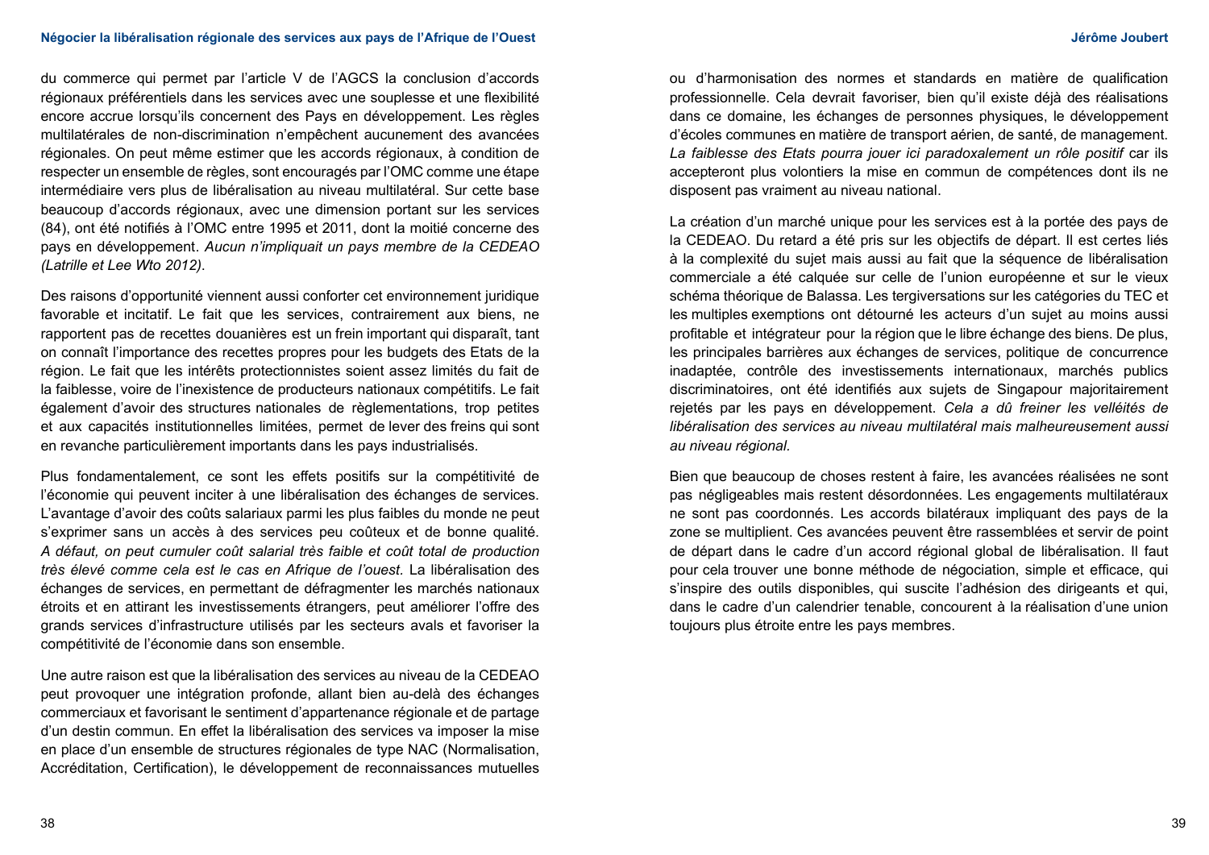du commerce qui permet par l'article V de l'AGCS la conclusion d'accords régionaux préférentiels dans les services avec une souplesse et une flexibilité encore accrue lorsqu'ils concernent des Pays en développement. Les règles multilatérales de non-discrimination n'empêchent aucunement des avancées régionales. On peut même estimer que les accords régionaux, à condition de respecter un ensemble de règles, sont encouragés par l'OMC comme une étape intermédiaire vers plus de libéralisation au niveau multilatéral. Sur cette base beaucoup d'accords régionaux, avec une dimension portant sur les services (84), ont été notifiés à l'OMC entre 1995 et 2011, dont la moitié concerne des pays en développement. *Aucun n'impliquait un pays membre de la CEDEAO (Latrille et Lee Wto 2012)*.

Des raisons d'opportunité viennent aussi conforter cet environnement juridique favorable et incitatif. Le fait que les services, contrairement aux biens, ne rapportent pas de recettes douanières est un frein important qui disparaît, tant on connaît l'importance des recettes propres pour les budgets des Etats de la région. Le fait que les intérêts protectionnistes soient assez limités du fait de la faiblesse, voire de l'inexistence de producteurs nationaux compétitifs. Le fait également d'avoir des structures nationales de règlementations, trop petites et aux capacités institutionnelles limitées, permet de lever des freins qui sont en revanche particulièrement importants dans les pays industrialisés.

Plus fondamentalement, ce sont les effets positifs sur la compétitivité de l'économie qui peuvent inciter à une libéralisation des échanges de services. L'avantage d'avoir des coûts salariaux parmi les plus faibles du monde ne peut s'exprimer sans un accès à des services peu coûteux et de bonne qualité. *A défaut, on peut cumuler coût salarial très faible et coût total de production très élevé comme cela est le cas en Afrique de l'ouest.* La libéralisation des échanges de services, en permettant de défragmenter les marchés nationaux étroits et en attirant les investissements étrangers, peut améliorer l'offre des grands services d'infrastructure utilisés par les secteurs avals et favoriser la compétitivité de l'économie dans son ensemble.

Une autre raison est que la libéralisation des services au niveau de la CEDEAO peut provoquer une intégration profonde, allant bien au-delà des échanges commerciaux et favorisant le sentiment d'appartenance régionale et de partage d'un destin commun. En effet la libéralisation des services va imposer la mise en place d'un ensemble de structures régionales de type NAC (Normalisation, Accréditation, Certification), le développement de reconnaissances mutuelles ou d'harmonisation des normes et standards en matière de qualification professionnelle. Cela devrait favoriser, bien qu'il existe déjà des réalisations dans ce domaine, les échanges de personnes physiques, le développement d'écoles communes en matière de transport aérien, de santé, de management. *La faiblesse des Etats pourra jouer ici paradoxalement un rôle positif* car ils accepteront plus volontiers la mise en commun de compétences dont ils ne disposent pas vraiment au niveau national.

La création d'un marché unique pour les services est à la portée des pays de la CEDEAO. Du retard a été pris sur les objectifs de départ. Il est certes liés à la complexité du sujet mais aussi au fait que la séquence de libéralisation commerciale a été calquée sur celle de l'union européenne et sur le vieux schéma théorique de Balassa. Les tergiversations sur les catégories du TEC et les multiples exemptions ont détourné les acteurs d'un sujet au moins aussi profitable et intégrateur pour la région que le libre échange des biens. De plus, les principales barrières aux échanges de services, politique de concurrence inadaptée, contrôle des investissements internationaux, marchés publics discriminatoires, ont été identifiés aux sujets de Singapour majoritairement rejetés par les pays en développement. *Cela a dû freiner les velléités de libéralisation des services au niveau multilatéral mais malheureusement aussi au niveau régional.*

Bien que beaucoup de choses restent à faire, les avancées réalisées ne sont pas négligeables mais restent désordonnées. Les engagements multilatéraux ne sont pas coordonnés. Les accords bilatéraux impliquant des pays de la zone se multiplient. Ces avancées peuvent être rassemblées et servir de point de départ dans le cadre d'un accord régional global de libéralisation. Il faut pour cela trouver une bonne méthode de négociation, simple et efficace, qui s'inspire des outils disponibles, qui suscite l'adhésion des dirigeants et qui, dans le cadre d'un calendrier tenable, concourent à la réalisation d'une union toujours plus étroite entre les pays membres.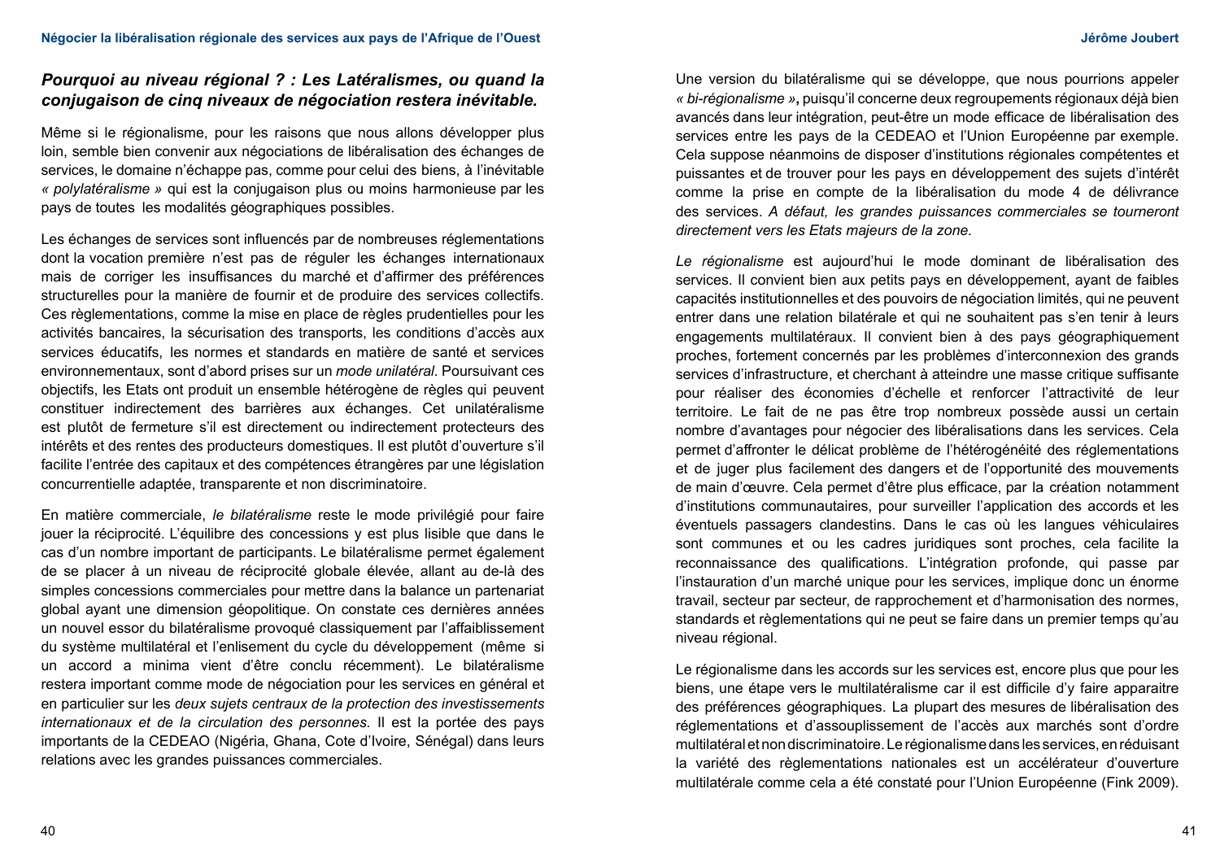### *Pourquoi au niveau régional ? : Les Latéralismes, ou quand la conjugaison de cinq niveaux de négociation restera inévitable.*

Même si le régionalisme, pour les raisons que nous allons développer plus loin, semble bien convenir aux négociations de libéralisation des échanges de services, le domaine n'échappe pas, comme pour celui des biens, à l'inévitable *« polylatéralisme »* qui est la conjugaison plus ou moins harmonieuse par les pays de toutes les modalités géographiques possibles.

Les échanges de services sont influencés par de nombreuses réglementations dont la vocation première n'est pas de réguler les échanges internationaux mais de corriger les insuffisances du marché et d'affirmer des préférences structurelles pour la manière de fournir et de produire des services collectifs. Ces règlementations, comme la mise en place de règles prudentielles pour les activités bancaires, la sécurisation des transports, les conditions d'accès aux services éducatifs, les normes et standards en matière de santé et services environnementaux, sont d'abord prises sur un *mode unilatéral*. Poursuivant ces objectifs, les Etats ont produit un ensemble hétérogène de règles qui peuvent constituer indirectement des barrières aux échanges. Cet unilatéralisme est plutôt de fermeture s'il est directement ou indirectement protecteurs des intérêts et des rentes des producteurs domestiques. Il est plutôt d'ouverture s'il facilite l'entrée des capitaux et des compétences étrangères par une législation concurrentielle adaptée, transparente et non discriminatoire.

En matière commerciale, *le bilatéralisme* reste le mode privilégié pour faire jouer la réciprocité. L'équilibre des concessions y est plus lisible que dans le cas d'un nombre important de participants. Le bilatéralisme permet également de se placer à un niveau de réciprocité globale élevée, allant au de-là des simples concessions commerciales pour mettre dans la balance un partenariat global ayant une dimension géopolitique. On constate ces dernières années un nouvel essor du bilatéralisme provoqué classiquement par l'affaiblissement du système multilatéral et l'enlisement du cycle du développement (même si un accord a minima vient d'être conclu récemment). Le bilatéralisme restera important comme mode de négociation pour les services en général et en particulier sur les *deux sujets centraux de la protection des investissements internationaux et de la circulation des personnes.* Il est la portée des pays importants de la CEDEAO (Nigéria, Ghana, Cote d'Ivoire, Sénégal) dans leurs relations avec les grandes puissances commerciales.

Une version du bilatéralisme qui se développe, que nous pourrions appeler *« bi-régionalisme »*, puisqu'il concerne deux regroupements régionaux déjà bien avancés dans leur intégration, peut-être un mode efficace de libéralisation des services entre les pays de la CEDEAO et l'Union Européenne par exemple. Cela suppose néanmoins de disposer d'institutions régionales compétentes et puissantes et de trouver pour les pays en développement des sujets d'intérêt comme la prise en compte de la libéralisation du mode 4 de délivrance des services. *A défaut, les grandes puissances commerciales se tourneront directement vers les Etats majeurs de la zone.*

*Le régionalisme* est aujourd'hui le mode dominant de libéralisation des services. Il convient bien aux petits pays en développement, ayant de faibles capacités institutionnelles et des pouvoirs de négociation limités, qui ne peuvent entrer dans une relation bilatérale et qui ne souhaitent pas s'en tenir à leurs engagements multilatéraux. Il convient bien à des pays géographiquement proches, fortement concernés par les problèmes d'interconnexion des grands services d'infrastructure, et cherchant à atteindre une masse critique suffisante pour réaliser des économies d'échelle et renforcer l'attractivité de leur territoire. Le fait de ne pas être trop nombreux possède aussi un certain nombre d'avantages pour négocier des libéralisations dans les services. Cela permet d'affronter le délicat problème de l'hétérogénéité des réglementations et de juger plus facilement des dangers et de l'opportunité des mouvements de main d'œuvre. Cela permet d'être plus efficace, par la création notamment d'institutions communautaires, pour surveiller l'application des accords et les éventuels passagers clandestins. Dans le cas où les langues véhiculaires sont communes et ou les cadres juridiques sont proches, cela facilite la reconnaissance des qualifications. L'intégration profonde, qui passe par l'instauration d'un marché unique pour les services, implique donc un énorme travail, secteur par secteur, de rapprochement et d'harmonisation des normes, standards et règlementations qui ne peut se faire dans un premier temps qu'au niveau régional.

Le régionalisme dans les accords sur les services est, encore plus que pour les biens, une étape vers le multilatéralisme car il est difficile d'y faire apparaitre des préférences géographiques. La plupart des mesures de libéralisation des réglementations et d'assouplissement de l'accès aux marchés sont d'ordre multilatéral et non discriminatoire. Le régionalisme dans les services, en réduisant la variété des règlementations nationales est un accélérateur d'ouverture multilatérale comme cela a été constaté pour l'Union Européenne (Fink 2009).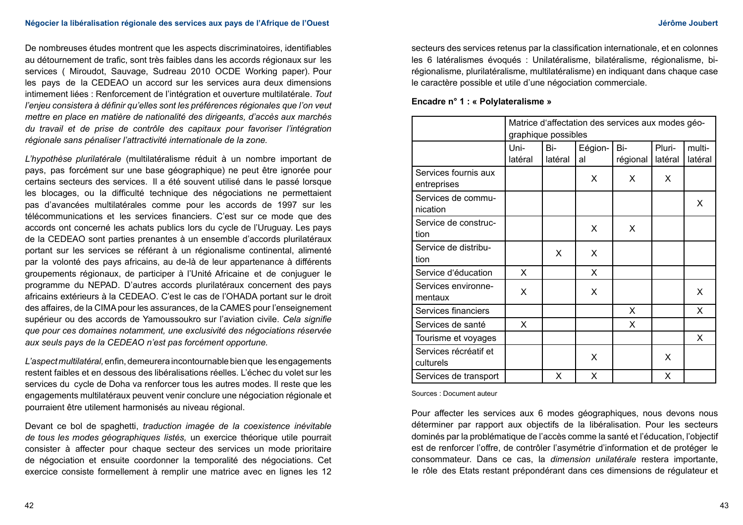De nombreuses études montrent que les aspects discriminatoires, identifiables au détournement de trafic, sont très faibles dans les accords régionaux sur les services ( Miroudot, Sauvage, Sudreau 2010 OCDE Working paper). Pour les pays de la CEDEAO un accord sur les services aura deux dimensions intimement liées : Renforcement de l'intégration et ouverture multilatérale. *Tout l'enjeu consistera à définir qu'elles sont les préférences régionales que l'on veut mettre en place en matière de nationalité des dirigeants, d'accès aux marchés du travail et de prise de contrôle des capitaux pour favoriser l'intégration régionale sans pénaliser l'attractivité internationale de la zone.*

*L'hypothèse plurilatérale* (multilatéralisme réduit à un nombre important de pays, pas forcément sur une base géographique) ne peut être ignorée pour certains secteurs des services. Il a été souvent utilisé dans le passé lorsque les blocages, ou la difficulté technique des négociations ne permettaient pas d'avancées multilatérales comme pour les accords de 1997 sur les télécommunications et les services financiers. C'est sur ce mode que des accords ont concerné les achats publics lors du cycle de l'Uruguay. Les pays de la CEDEAO sont parties prenantes à un ensemble d'accords plurilatéraux portant sur les services se référant à un régionalisme continental, alimenté par la volonté des pays africains, au de-là de leur appartenance à différents groupements régionaux, de participer à l'Unité Africaine et de conjuguer le programme du NEPAD. D'autres accords plurilatéraux concernent des pays africains extérieurs à la CEDEAO. C'est le cas de l'OHADA portant sur le droit des affaires, de la CIMA pour les assurances, de la CAMES pour l'enseignement supérieur ou des accords de Yamoussoukro sur l'aviation civile. *Cela signifie que pour ces domaines notamment, une exclusivité des négociations réservée aux seuls pays de la CEDEAO n'est pas forcément opportune.*

*L'aspect multilatéral,* enfin, demeurera incontournable bien que les engagements restent faibles et en dessous des libéralisations réelles. L'échec du volet sur les services du cycle de Doha va renforcer tous les autres modes. Il reste que les engagements multilatéraux peuvent venir conclure une négociation régionale et pourraient être utilement harmonisés au niveau régional.

Devant ce bol de spaghetti, *traduction imagée de la coexistence inévitable de tous les modes géographiques listés,* un exercice théorique utile pourrait consister à affecter pour chaque secteur des services un mode prioritaire de négociation et ensuite coordonner la temporalité des négociations. Cet exercice consiste formellement à remplir une matrice avec en lignes les 12 secteurs des services retenus par la classification internationale, et en colonnes les 6 latéralismes évoqués : Unilatéralisme, bilatéralisme, régionalisme, bi-régionalisme, plurilatéralisme, multilatéralisme) en indiquant dans chaque case le caractère possible et utile d'une négociation commerciale.

**Encadre n° 1 : « Polylateralisme »**

| | Matrice d'affectation des services aux modes géo-graphique possibles | | | | | |
|---|---|---|---|---|---|---|
| | Uni-latéral | Bi-latéral | Eégion-al | Bi-régional | Pluri-latéral | multi-latéral |
| Services fournis aux entreprises | | | X | X | X | |
| Services de communication | | | | | | X |
| Service de construction | | | X | X | | |
| Service de distribution | | X | X | | | |
| Service d'éducation | X | | X | | | |
| Services environnementaux | X | | X | | | X |
| Services financiers | | | | X | | X |
| Services de santé | X | | | X | | |
| Tourisme et voyages | | | | | | X |
| Services récréatif et culturels | | | X | | X | |
| Services de transport | | X | X | | X | |

Sources : Document auteur

Pour affecter les services aux 6 modes géographiques, nous devons nous déterminer par rapport aux objectifs de la libéralisation. Pour les secteurs dominés par la problématique de l'accès comme la santé et l'éducation, l'objectif est de renforcer l'offre, de contrôler l'asymétrie d'information et de protéger le consommateur. Dans ce cas, la *dimension unilatérale* restera importante, le rôle des Etats restant prépondérant dans ces dimensions de régulateur et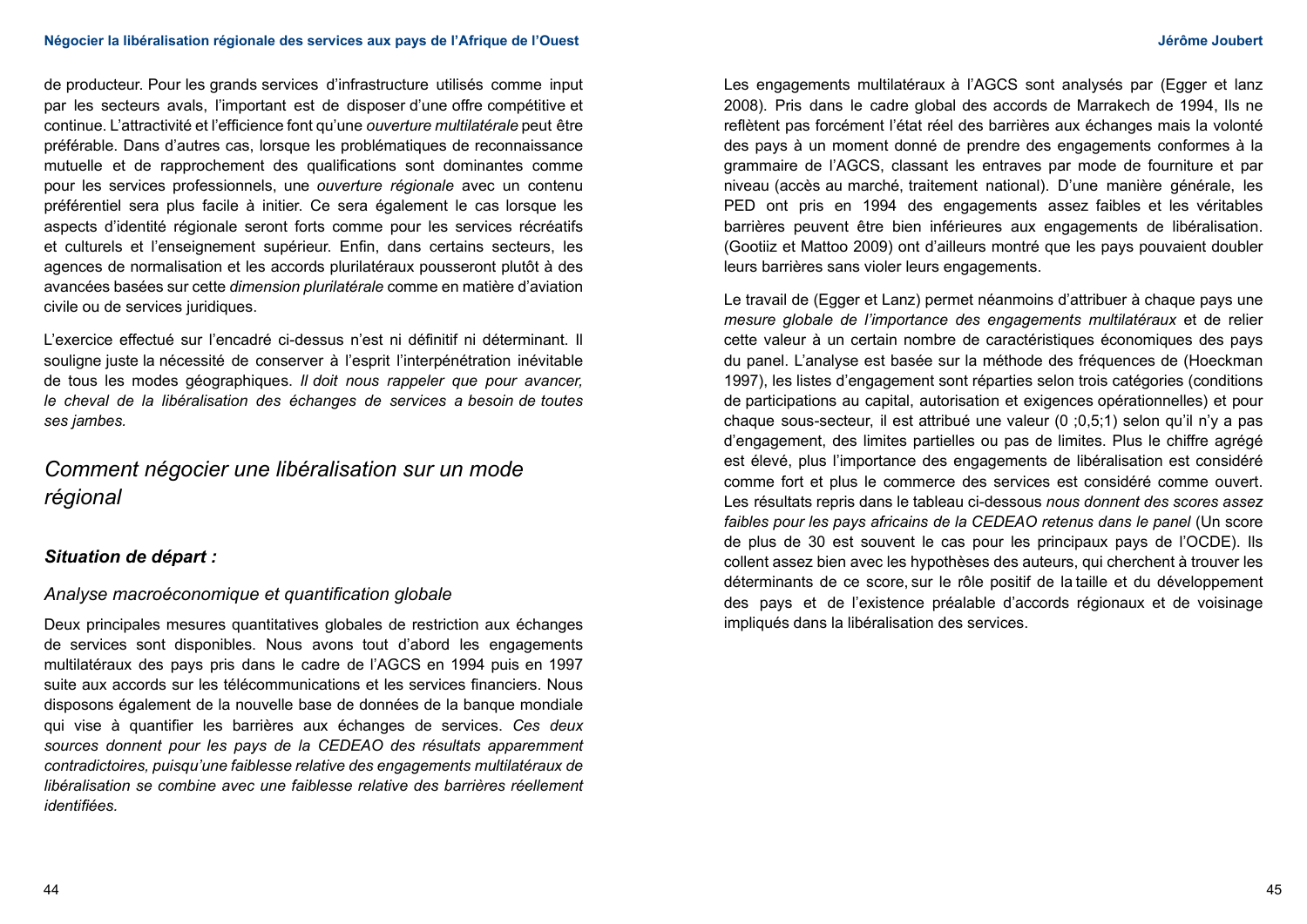de producteur. Pour les grands services d'infrastructure utilisés comme input par les secteurs avals, l'important est de disposer d'une offre compétitive et continue. L'attractivité et l'efficience font qu'une *ouverture multilatérale* peut être préférable. Dans d'autres cas, lorsque les problématiques de reconnaissance mutuelle et de rapprochement des qualifications sont dominantes comme pour les services professionnels, une *ouverture régionale* avec un contenu préférentiel sera plus facile à initier. Ce sera également le cas lorsque les aspects d'identité régionale seront forts comme pour les services récréatifs et culturels et l'enseignement supérieur. Enfin, dans certains secteurs, les agences de normalisation et les accords plurilatéraux pousseront plutôt à des avancées basées sur cette *dimension plurilatérale* comme en matière d'aviation civile ou de services juridiques.

L'exercice effectué sur l'encadré ci-dessus n'est ni définitif ni déterminant. Il souligne juste la nécessité de conserver à l'esprit l'interpénétration inévitable de tous les modes géographiques. *Il doit nous rappeler que pour avancer, le cheval de la libéralisation des échanges de services a besoin de toutes ses jambes.*

## *Comment négocier une libéralisation sur un mode régional*

### ***Situation de départ :***

#### *Analyse macroéconomique et quantification globale*

Deux principales mesures quantitatives globales de restriction aux échanges de services sont disponibles. Nous avons tout d'abord les engagements multilatéraux des pays pris dans le cadre de l'AGCS en 1994 puis en 1997 suite aux accords sur les télécommunications et les services financiers. Nous disposons également de la nouvelle base de données de la banque mondiale qui vise à quantifier les barrières aux échanges de services. *Ces deux sources donnent pour les pays de la CEDEAO des résultats apparemment contradictoires, puisqu'une faiblesse relative des engagements multilatéraux de libéralisation se combine avec une faiblesse relative des barrières réellement identifiées.*

Les engagements multilatéraux à l'AGCS sont analysés par (Egger et lanz 2008). Pris dans le cadre global des accords de Marrakech de 1994, Ils ne reflètent pas forcément l'état réel des barrières aux échanges mais la volonté des pays à un moment donné de prendre des engagements conformes à la grammaire de l'AGCS, classant les entraves par mode de fourniture et par niveau (accès au marché, traitement national). D'une manière générale, les PED ont pris en 1994 des engagements assez faibles et les véritables barrières peuvent être bien inférieures aux engagements de libéralisation. (Gootiiz et Mattoo 2009) ont d'ailleurs montré que les pays pouvaient doubler leurs barrières sans violer leurs engagements.

Le travail de (Egger et Lanz) permet néanmoins d'attribuer à chaque pays une *mesure globale de l'importance des engagements multilatéraux* et de relier cette valeur à un certain nombre de caractéristiques économiques des pays du panel. L'analyse est basée sur la méthode des fréquences de (Hoeckman 1997), les listes d'engagement sont réparties selon trois catégories (conditions de participations au capital, autorisation et exigences opérationnelles) et pour chaque sous-secteur, il est attribué une valeur (0 ;0,5;1) selon qu'il n'y a pas d'engagement, des limites partielles ou pas de limites. Plus le chiffre agrégé est élevé, plus l'importance des engagements de libéralisation est considéré comme fort et plus le commerce des services est considéré comme ouvert. Les résultats repris dans le tableau ci-dessous *nous donnent des scores assez faibles pour les pays africains de la CEDEAO retenus dans le panel* (Un score de plus de 30 est souvent le cas pour les principaux pays de l'OCDE). Ils collent assez bien avec les hypothèses des auteurs, qui cherchent à trouver les déterminants de ce score, sur le rôle positif de la taille et du développement des pays et de l'existence préalable d'accords régionaux et de voisinage impliqués dans la libéralisation des services.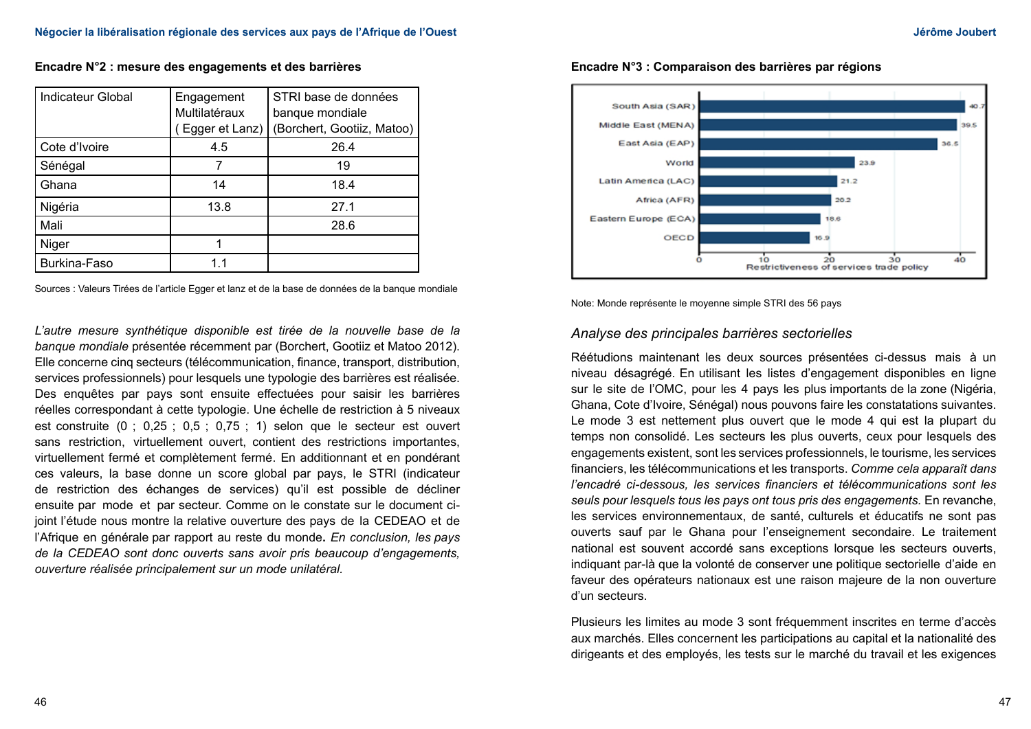**Encadre N°2 : mesure des engagements et des barrières**

| Indicateur Global | Engagement Multilatéraux ( Egger et Lanz) | STRI base de données banque mondiale (Borchert, Gootiiz, Matoo) |
|---|---|---|
| Cote d'Ivoire | 4.5 | 26.4 |
| Sénégal | 7 | 19 |
| Ghana | 14 | 18.4 |
| Nigéria | 13.8 | 27.1 |
| Mali | | 28.6 |
| Niger | 1 | |
| Burkina-Faso | 1.1 | |

Sources : Valeurs Tirées de l'article Egger et lanz et de la base de données de la banque mondiale

*L'autre mesure synthétique disponible est tirée de la nouvelle base de la banque mondiale* présentée récemment par (Borchert, Gootiiz et Matoo 2012). Elle concerne cinq secteurs (télécommunication, finance, transport, distribution, services professionnels) pour lesquels une typologie des barrières est réalisée. Des enquêtes par pays sont ensuite effectuées pour saisir les barrières réelles correspondant à cette typologie. Une échelle de restriction à 5 niveaux est construite (0 ; 0,25 ; 0,5 ; 0,75 ; 1) selon que le secteur est ouvert sans restriction, virtuellement ouvert, contient des restrictions importantes, virtuellement fermé et complètement fermé. En additionnant et en pondérant ces valeurs, la base donne un score global par pays, le STRI (indicateur de restriction des échanges de services) qu'il est possible de décliner ensuite par mode et par secteur. Comme on le constate sur le document ci-joint l'étude nous montre la relative ouverture des pays de la CEDEAO et de l'Afrique en générale par rapport au reste du monde**.** *En conclusion, les pays de la CEDEAO sont donc ouverts sans avoir pris beaucoup d'engagements, ouverture réalisée principalement sur un mode unilatéral.*

**Encadre N°3 : Comparaison des barrières par régions**

| Région | Restrictiveness of services trade policy |
|---|---|
| South Asia (SAR) | 40.7 |
| Middle East (MENA) | 39.5 |
| East Asia (EAP) | 36.5 |
| World | 23.9 |
| Latin America (LAC) | 21.2 |
| Africa (AFR) | 20.2 |
| Eastern Europe (ECA) | 18.6 |
| OECD | 16.9 |

Note: Monde représente le moyenne simple STRI des 56 pays

## *Analyse des principales barrières sectorielles*

Réétudions maintenant les deux sources présentées ci-dessus mais à un niveau désagrégé. En utilisant les listes d'engagement disponibles en ligne sur le site de l'OMC, pour les 4 pays les plus importants de la zone (Nigéria, Ghana, Cote d'Ivoire, Sénégal) nous pouvons faire les constatations suivantes. Le mode 3 est nettement plus ouvert que le mode 4 qui est la plupart du temps non consolidé. Les secteurs les plus ouverts, ceux pour lesquels des engagements existent, sont les services professionnels, le tourisme, les services financiers, les télécommunications et les transports. *Comme cela apparaît dans l'encadré ci-dessous, les services financiers et télécommunications sont les seuls pour lesquels tous les pays ont tous pris des engagements.* En revanche, les services environnementaux, de santé, culturels et éducatifs ne sont pas ouverts sauf par le Ghana pour l'enseignement secondaire. Le traitement national est souvent accordé sans exceptions lorsque les secteurs ouverts, indiquant par-là que la volonté de conserver une politique sectorielle d'aide en faveur des opérateurs nationaux est une raison majeure de la non ouverture d'un secteurs.

Plusieurs les limites au mode 3 sont fréquemment inscrites en terme d'accès aux marchés. Elles concernent les participations au capital et la nationalité des dirigeants et des employés, les tests sur le marché du travail et les exigences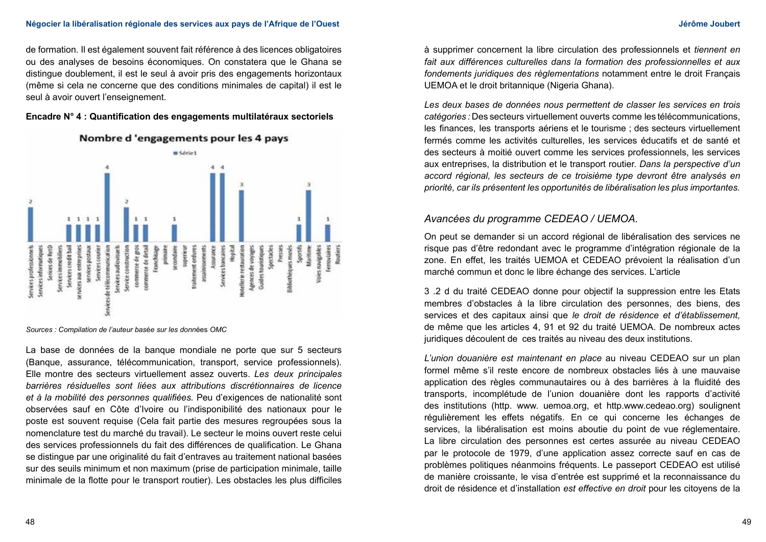de formation. Il est également souvent fait référence à des licences obligatoires ou des analyses de besoins économiques. On constatera que le Ghana se distingue doublement, il est le seul à avoir pris des engagements horizontaux (même si cela ne concerne que des conditions minimales de capital) il est le seul à avoir ouvert l'enseignement.

**Encadre N° 4 : Quantification des engagements multilatéraux sectoriels**

Nombre d 'engagements pour les 4 pays

| Secteur | Série1 |
|---|---|
| Services professionnels | 2 |
| Services informatiques | |
| Serices de RetD | |
| Services immobiliers | |
| Services credit bail | 1 |
| services aux entreprises | 1 |
| services postaux | 1 |
| Services courier | 1 |
| Services de télécommunication | 4 |
| Services audiovisuels | |
| Service construction | 2 |
| commerce de gros | 1 |
| commerce de detail | 1 |
| Franchisage | |
| primaire | |
| secondaire | 1 |
| superieur | |
| traitement ordures | |
| assainissements | |
| Assurance | 4 |
| Services bancaires | 4 |
| Hopital | |
| Hotellerie restauration | 3 |
| Agences de voyages | |
| Guides touristiques | |
| Spectacles | |
| Presses | |
| Bibliothèques musés | |
| Sportifs | 1 |
| Maritime | 3 |
| Voies navigables | |
| ferroviaires | 1 |
| Routiers | |

*Sources : Compilation de l'auteur basée sur les données OMC*

La base de données de la banque mondiale ne porte que sur 5 secteurs (Banque, assurance, télécommunication, transport, service professionnels). Elle montre des secteurs virtuellement assez ouverts. *Les deux principales barrières résiduelles sont liées aux attributions discrétionnaires de licence et à la mobilité des personnes qualifiées.* Peu d'exigences de nationalité sont observées sauf en Côte d'Ivoire ou l'indisponibilité des nationaux pour le poste est souvent requise (Cela fait partie des mesures regroupées sous la nomenclature test du marché du travail). Le secteur le moins ouvert reste celui des services professionnels du fait des différences de qualification. Le Ghana se distingue par une originalité du fait d'entraves au traitement national basées sur des seuils minimum et non maximum (prise de participation minimale, taille minimale de la flotte pour le transport routier). Les obstacles les plus difficiles à supprimer concernent la libre circulation des professionnels et *tiennent en fait aux différences culturelles dans la formation des professionnels et aux fondements juridiques des règlementations* notamment entre le droit Français UEMOA et le droit britannique (Nigeria Ghana).

*Les deux bases de données nous permettent de classer les services en trois catégories :* Des secteurs virtuellement ouverts comme les télécommunications, les finances, les transports aériens et le tourisme ; des secteurs virtuellement fermés comme les activités culturelles, les services éducatifs et de santé et des secteurs à moitié ouvert comme les services professionnels, les services aux entreprises, la distribution et le transport routier. *Dans la perspective d'un accord régional, les secteurs de ce troisième type devront être analysés en priorité, car ils présentent les opportunités de libéralisation les plus importantes.*

### *Avancées du programme CEDEAO / UEMOA.*

On peut se demander si un accord régional de libéralisation des services ne risque pas d'être redondant avec le programme d'intégration régionale de la zone. En effet, les traités UEMOA et CEDEAO prévoient la réalisation d'un marché commun et donc le libre échange des services. L'article

3 .2 d du traité CEDEAO donne pour objectif la suppression entre les Etats membres d'obstacles à la libre circulation des personnes, des biens, des services et des capitaux ainsi que *le droit de résidence et d'établissement,* de même que les articles 4, 91 et 92 du traité UEMOA. De nombreux actes juridiques découlent de ces traités au niveau des deux institutions.

*L'union douanière est maintenant en place* au niveau CEDEAO sur un plan formel même s'il reste encore de nombreux obstacles liés à une mauvaise application des règles communautaires ou à des barrières à la fluidité des transports, incomplétude de l'union douanière dont les rapports d'activité des institutions (http. www. uemoa.org, et http.www.cedeao.org) soulignent régulièrement les effets négatifs. En ce qui concerne les échanges de services, la libéralisation est moins aboutie du point de vue réglementaire. La libre circulation des personnes est certes assurée au niveau CEDEAO par le protocole de 1979, d'une application assez correcte sauf en cas de problèmes politiques néanmoins fréquents. Le passeport CEDEAO est utilisé de manière croissante, le visa d'entrée est supprimé et la reconnaissance du droit de résidence et d'installation *est effective en droit* pour les citoyens de la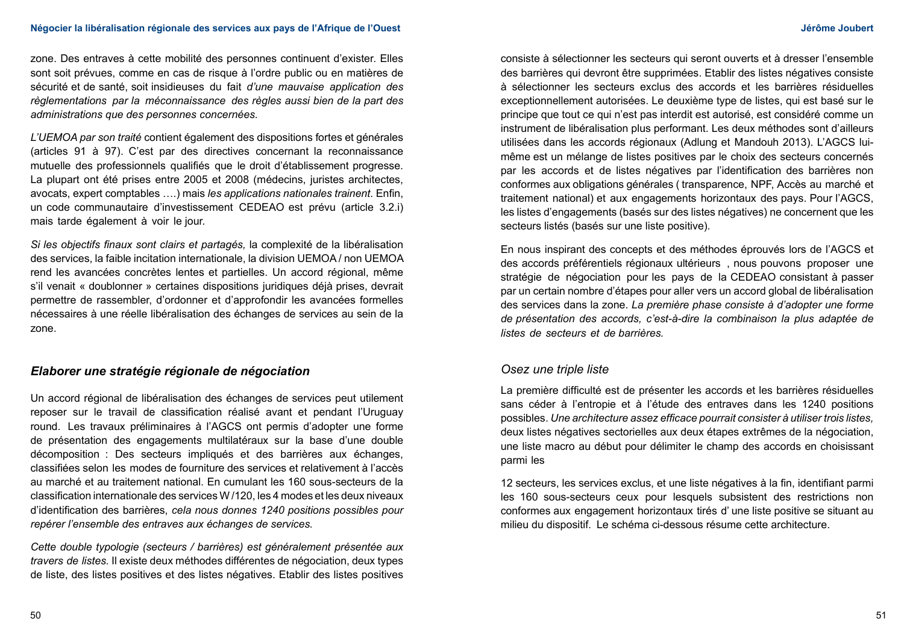zone. Des entraves à cette mobilité des personnes continuent d'exister. Elles sont soit prévues, comme en cas de risque à l'ordre public ou en matières de sécurité et de santé, soit insidieuses du fait *d'une mauvaise application des règlementations par la méconnaissance des règles aussi bien de la part des administrations que des personnes concernées.*

*L'UEMOA par son traité* contient également des dispositions fortes et générales (articles 91 à 97). C'est par des directives concernant la reconnaissance mutuelle des professionnels qualifiés que le droit d'établissement progresse. La plupart ont été prises entre 2005 et 2008 (médecins, juristes architectes, avocats, expert comptables ….) mais *les applications nationales trainent.* Enfin, un code communautaire d'investissement CEDEAO est prévu (article 3.2.i) mais tarde également à voir le jour.

*Si les objectifs finaux sont clairs et partagés,* la complexité de la libéralisation des services, la faible incitation internationale, la division UEMOA / non UEMOA rend les avancées concrètes lentes et partielles. Un accord régional, même s'il venait « doublonner » certaines dispositions juridiques déjà prises, devrait permettre de rassembler, d'ordonner et d'approfondir les avancées formelles nécessaires à une réelle libéralisation des échanges de services au sein de la zone.

## *Elaborer une stratégie régionale de négociation*

Un accord régional de libéralisation des échanges de services peut utilement reposer sur le travail de classification réalisé avant et pendant l'Uruguay round. Les travaux préliminaires à l'AGCS ont permis d'adopter une forme de présentation des engagements multilatéraux sur la base d'une double décomposition : Des secteurs impliqués et des barrières aux échanges, classifiées selon les modes de fourniture des services et relativement à l'accès au marché et au traitement national. En cumulant les 160 sous-secteurs de la classification internationale des services W /120, les 4 modes et les deux niveaux d'identification des barrières, *cela nous donnes 1240 positions possibles pour repérer l'ensemble des entraves aux échanges de services.*

*Cette double typologie (secteurs / barrières) est généralement présentée aux travers de listes.* Il existe deux méthodes différentes de négociation, deux types de liste, des listes positives et des listes négatives. Etablir des listes positives consiste à sélectionner les secteurs qui seront ouverts et à dresser l'ensemble des barrières qui devront être supprimées. Etablir des listes négatives consiste à sélectionner les secteurs exclus des accords et les barrières résiduelles exceptionnellement autorisées. Le deuxième type de listes, qui est basé sur le principe que tout ce qui n'est pas interdit est autorisé, est considéré comme un instrument de libéralisation plus performant. Les deux méthodes sont d'ailleurs utilisées dans les accords régionaux (Adlung et Mandouh 2013). L'AGCS lui-même est un mélange de listes positives par le choix des secteurs concernés par les accords et de listes négatives par l'identification des barrières non conformes aux obligations générales ( transparence, NPF, Accès au marché et traitement national) et aux engagements horizontaux des pays. Pour l'AGCS, les listes d'engagements (basés sur des listes négatives) ne concernent que les secteurs listés (basés sur une liste positive).

En nous inspirant des concepts et des méthodes éprouvés lors de l'AGCS et des accords préférentiels régionaux ultérieurs , nous pouvons proposer une stratégie de négociation pour les pays de la CEDEAO consistant à passer par un certain nombre d'étapes pour aller vers un accord global de libéralisation des services dans la zone. *La première phase consiste à d'adopter une forme de présentation des accords, c'est-à-dire la combinaison la plus adaptée de listes de secteurs et de barrières.*

### *Osez une triple liste*

La première difficulté est de présenter les accords et les barrières résiduelles sans céder à l'entropie et à l'étude des entraves dans les 1240 positions possibles. *Une architecture assez efficace pourrait consister à utiliser trois listes,* deux listes négatives sectorielles aux deux étapes extrêmes de la négociation, une liste macro au début pour délimiter le champ des accords en choisissant parmi les

12 secteurs, les services exclus, et une liste négatives à la fin, identifiant parmi les 160 sous-secteurs ceux pour lesquels subsistent des restrictions non conformes aux engagement horizontaux tirés d' une liste positive se situant au milieu du dispositif. Le schéma ci-dessous résume cette architecture.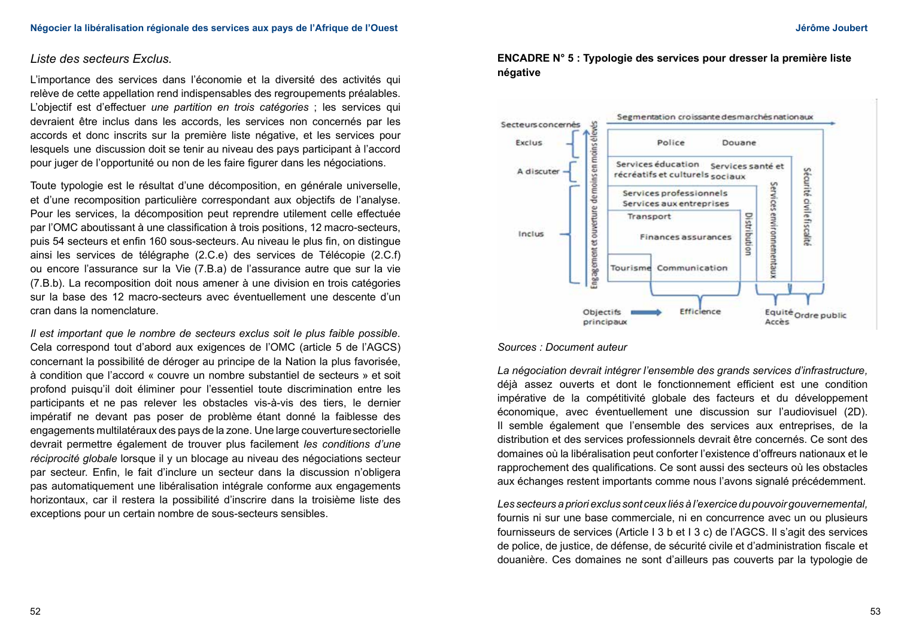*Liste des secteurs Exclus.*

L'importance des services dans l'économie et la diversité des activités qui relève de cette appellation rend indispensables des regroupements préalables. L'objectif est d'effectuer *une partition en trois catégories* ; les services qui devraient être inclus dans les accords, les services non concernés par les accords et donc inscrits sur la première liste négative, et les services pour lesquels une discussion doit se tenir au niveau des pays participant à l'accord pour juger de l'opportunité ou non de les faire figurer dans les négociations.

Toute typologie est le résultat d'une décomposition, en générale universelle, et d'une recomposition particulière correspondant aux objectifs de l'analyse. Pour les services, la décomposition peut reprendre utilement celle effectuée par l'OMC aboutissant à une classification à trois positions, 12 macro-secteurs, puis 54 secteurs et enfin 160 sous-secteurs. Au niveau le plus fin, on distingue ainsi les services de télégraphe (2.C.e) des services de Télécopie (2.C.f) ou encore l'assurance sur la Vie (7.B.a) de l'assurance autre que sur la vie (7.B.b). La recomposition doit nous amener à une division en trois catégories sur la base des 12 macro-secteurs avec éventuellement une descente d'un cran dans la nomenclature.

*Il est important que le nombre de secteurs exclus soit le plus faible possible*. Cela correspond tout d'abord aux exigences de l'OMC (article 5 de l'AGCS) concernant la possibilité de déroger au principe de la Nation la plus favorisée, à condition que l'accord « couvre un nombre substantiel de secteurs » et soit profond puisqu'il doit éliminer pour l'essentiel toute discrimination entre les participants et ne pas relever les obstacles vis-à-vis des tiers, le dernier impératif ne devant pas poser de problème étant donné la faiblesse des engagements multilatéraux des pays de la zone. Une large couverture sectorielle devrait permettre également de trouver plus facilement *les conditions d'une réciprocité globale* lorsque il y un blocage au niveau des négociations secteur par secteur. Enfin, le fait d'inclure un secteur dans la discussion n'obligera pas automatiquement une libéralisation intégrale conforme aux engagements horizontaux, car il restera la possibilité d'inscrire dans la troisième liste des exceptions pour un certain nombre de sous-secteurs sensibles.

**ENCADRE N° 5 : Typologie des services pour dresser la première liste négative**

Secteurs concernés — Segmentation croissante des marchés nationaux — Engagement et ouverture de moins en moins élevés

Exclus : Police, Douane

A discuter : Services éducation récréatifs et culturels ; Services santé et sociaux

Inclus : Services professionnels, Services aux entreprises ; Transport ; Finances assurances ; Tourisme ; Communication ; Distribution ; Services environnementaux ; Sécurité civile fiscalité

Objectifs principaux : Efficience ; Equité, Accès ; Ordre public

*Sources : Document auteur*

*La négociation devrait intégrer l'ensemble des grands services d'infrastructure,* déjà assez ouverts et dont le fonctionnement efficient est une condition impérative de la compétitivité globale des facteurs et du développement économique, avec éventuellement une discussion sur l'audiovisuel (2D). Il semble également que l'ensemble des services aux entreprises, de la distribution et des services professionnels devrait être concernés. Ce sont des domaines où la libéralisation peut conforter l'existence d'offreurs nationaux et le rapprochement des qualifications. Ce sont aussi des secteurs où les obstacles aux échanges restent importants comme nous l'avons signalé précédemment.

*Les secteurs a priori exclus sont ceux liés à l'exercice du pouvoir gouvernemental,* fournis ni sur une base commerciale, ni en concurrence avec un ou plusieurs fournisseurs de services (Article I 3 b et I 3 c) de l'AGCS. Il s'agit des services de police, de justice, de défense, de sécurité civile et d'administration fiscale et douanière. Ces domaines ne sont d'ailleurs pas couverts par la typologie de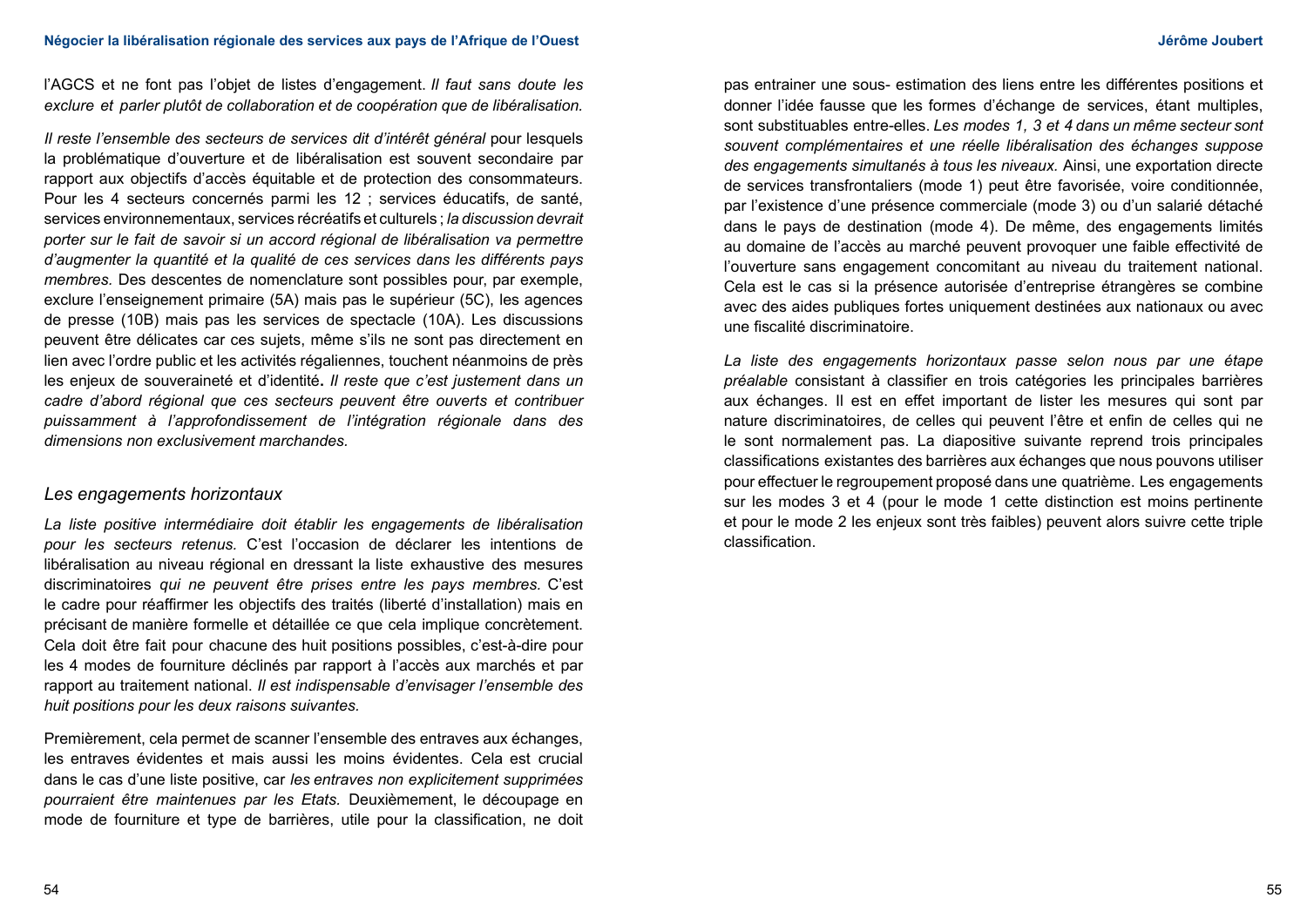l'AGCS et ne font pas l'objet de listes d'engagement. *Il faut sans doute les exclure et parler plutôt de collaboration et de coopération que de libéralisation.*

*Il reste l'ensemble des secteurs de services dit d'intérêt général* pour lesquels la problématique d'ouverture et de libéralisation est souvent secondaire par rapport aux objectifs d'accès équitable et de protection des consommateurs. Pour les 4 secteurs concernés parmi les 12 ; services éducatifs, de santé, services environnementaux, services récréatifs et culturels ; *la discussion devrait porter sur le fait de savoir si un accord régional de libéralisation va permettre d'augmenter la quantité et la qualité de ces services dans les différents pays membres.* Des descentes de nomenclature sont possibles pour, par exemple, exclure l'enseignement primaire (5A) mais pas le supérieur (5C), les agences de presse (10B) mais pas les services de spectacle (10A). Les discussions peuvent être délicates car ces sujets, même s'ils ne sont pas directement en lien avec l'ordre public et les activités régaliennes, touchent néanmoins de près les enjeux de souveraineté et d'identité**.** *Il reste que c'est justement dans un cadre d'abord régional que ces secteurs peuvent être ouverts et contribuer puissamment à l'approfondissement de l'intégration régionale dans des dimensions non exclusivement marchandes.*

## *Les engagements horizontaux*

*La liste positive intermédiaire doit établir les engagements de libéralisation pour les secteurs retenus.* C'est l'occasion de déclarer les intentions de libéralisation au niveau régional en dressant la liste exhaustive des mesures discriminatoires *qui ne peuvent être prises entre les pays membres.* C'est le cadre pour réaffirmer les objectifs des traités (liberté d'installation) mais en précisant de manière formelle et détaillée ce que cela implique concrètement. Cela doit être fait pour chacune des huit positions possibles, c'est-à-dire pour les 4 modes de fourniture déclinés par rapport à l'accès aux marchés et par rapport au traitement national. *Il est indispensable d'envisager l'ensemble des huit positions pour les deux raisons suivantes.*

Premièrement, cela permet de scanner l'ensemble des entraves aux échanges, les entraves évidentes et mais aussi les moins évidentes. Cela est crucial dans le cas d'une liste positive, car *les entraves non explicitement supprimées pourraient être maintenues par les Etats.* Deuxièmement, le découpage en mode de fourniture et type de barrières, utile pour la classification, ne doit pas entrainer une sous- estimation des liens entre les différentes positions et donner l'idée fausse que les formes d'échange de services, étant multiples, sont substituables entre-elles. *Les modes 1, 3 et 4 dans un même secteur sont souvent complémentaires et une réelle libéralisation des échanges suppose des engagements simultanés à tous les niveaux.* Ainsi, une exportation directe de services transfrontaliers (mode 1) peut être favorisée, voire conditionnée, par l'existence d'une présence commerciale (mode 3) ou d'un salarié détaché dans le pays de destination (mode 4). De même, des engagements limités au domaine de l'accès au marché peuvent provoquer une faible effectivité de l'ouverture sans engagement concomitant au niveau du traitement national. Cela est le cas si la présence autorisée d'entreprise étrangères se combine avec des aides publiques fortes uniquement destinées aux nationaux ou avec une fiscalité discriminatoire.

*La liste des engagements horizontaux passe selon nous par une étape préalable* consistant à classifier en trois catégories les principales barrières aux échanges. Il est en effet important de lister les mesures qui sont par nature discriminatoires, de celles qui peuvent l'être et enfin de celles qui ne le sont normalement pas. La diapositive suivante reprend trois principales classifications existantes des barrières aux échanges que nous pouvons utiliser pour effectuer le regroupement proposé dans une quatrième. Les engagements sur les modes 3 et 4 (pour le mode 1 cette distinction est moins pertinente et pour le mode 2 les enjeux sont très faibles) peuvent alors suivre cette triple classification.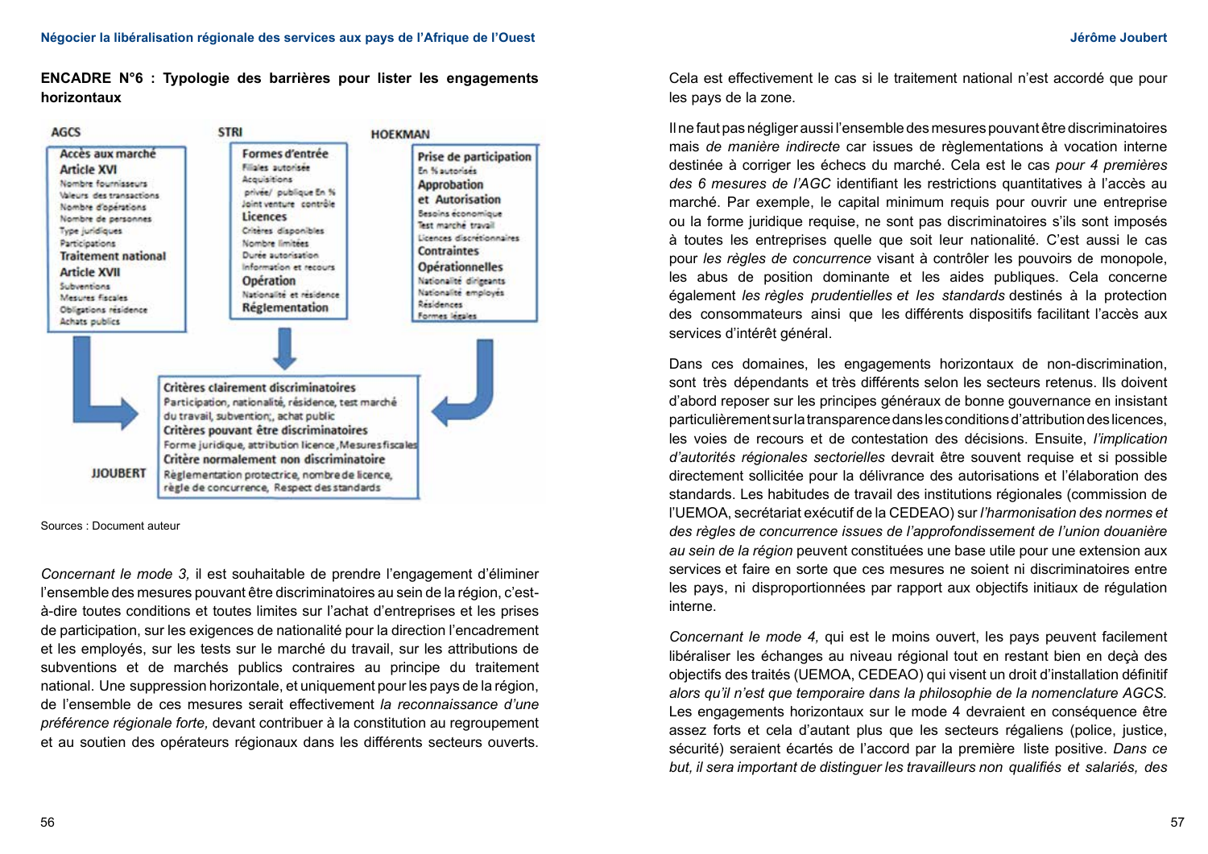**ENCADRE N°6 : Typologie des barrières pour lister les engagements horizontaux**

**AGCS**

- **Accès aux marché**
- **Article XVI**
  - Nombre fournisseurs
  - Valeurs des transactions
  - Nombre d'opérations
  - Nombre de personnes
  - Type juridiques
  - Participations
- **Traitement national**
- **Article XVII**
  - Subventions
  - Mesures fiscales
  - Obligations résidence
  - Achats publics

**STRI**

- **Formes d'entrée**
  - Filiales autorisée
  - Acquisitions
  - privée/ publique En %
  - Joint venture contrôle
- **Licences**
  - Critères disponibles
  - Nombre limitées
  - Durée autorisation
  - Information et recours
- **Opération**
  - Nationalité et résidence
- **Réglementation**

**HOEKMAN**

- **Prise de participation**
  - En % autorisés
- **Approbation et Autorisation**
  - Besoins économique
  - Test marché travail
  - Licences discrétionnaires
- **Contraintes Opérationnelles**
  - Nationalité dirigeants
  - Nationalité employés
  - Résidences
  - Formes légales

**JJOUBERT**

- **Critères clairement discriminatoires**
  - Participation, nationalité, résidence, test marché du travail, subvention;, achat public
- **Critères pouvant être discriminatoires**
  - Forme juridique, attribution licence ,Mesures fiscales
- **Critère normalement non discriminatoire**
  - Règlementation protectrice, nombre de licence, règle de concurrence, Respect des standards

Sources : Document auteur

*Concernant le mode 3,* il est souhaitable de prendre l'engagement d'éliminer l'ensemble des mesures pouvant être discriminatoires au sein de la région, c'est-à-dire toutes conditions et toutes limites sur l'achat d'entreprises et les prises de participation, sur les exigences de nationalité pour la direction l'encadrement et les employés, sur les tests sur le marché du travail, sur les attributions de subventions et de marchés publics contraires au principe du traitement national. Une suppression horizontale, et uniquement pour les pays de la région, de l'ensemble de ces mesures serait effectivement *la reconnaissance d'une préférence régionale forte,* devant contribuer à la constitution au regroupement et au soutien des opérateurs régionaux dans les différents secteurs ouverts. Cela est effectivement le cas si le traitement national n'est accordé que pour les pays de la zone.

Il ne faut pas négliger aussi l'ensemble des mesures pouvant être discriminatoires mais *de manière indirecte* car issues de règlementations à vocation interne destinée à corriger les échecs du marché. Cela est le cas *pour 4 premières des 6 mesures de l'AGC* identifiant les restrictions quantitatives à l'accès au marché. Par exemple, le capital minimum requis pour ouvrir une entreprise ou la forme juridique requise, ne sont pas discriminatoires s'ils sont imposés à toutes les entreprises quelle que soit leur nationalité. C'est aussi le cas pour *les règles de concurrence* visant à contrôler les pouvoirs de monopole, les abus de position dominante et les aides publiques. Cela concerne également *les règles prudentielles et les standards* destinés à la protection des consommateurs ainsi que les différents dispositifs facilitant l'accès aux services d'intérêt général.

Dans ces domaines, les engagements horizontaux de non-discrimination, sont très dépendants et très différents selon les secteurs retenus. Ils doivent d'abord reposer sur les principes généraux de bonne gouvernance en insistant particulièrement sur la transparence dans les conditions d'attribution des licences, les voies de recours et de contestation des décisions. Ensuite, *l'implication d'autorités régionales sectorielles* devrait être souvent requise et si possible directement sollicitée pour la délivrance des autorisations et l'élaboration des standards. Les habitudes de travail des institutions régionales (commission de l'UEMOA, secrétariat exécutif de la CEDEAO) sur *l'harmonisation des normes et des règles de concurrence issues de l'approfondissement de l'union douanière au sein de la région* peuvent constituées une base utile pour une extension aux services et faire en sorte que ces mesures ne soient ni discriminatoires entre les pays, ni disproportionnées par rapport aux objectifs initiaux de régulation interne.

*Concernant le mode 4,* qui est le moins ouvert, les pays peuvent facilement libéraliser les échanges au niveau régional tout en restant bien en deçà des objectifs des traités (UEMOA, CEDEAO) qui visent un droit d'installation définitif *alors qu'il n'est que temporaire dans la philosophie de la nomenclature AGCS.* Les engagements horizontaux sur le mode 4 devraient en conséquence être assez forts et cela d'autant plus que les secteurs régaliens (police, justice, sécurité) seraient écartés de l'accord par la première liste positive. *Dans ce but, il sera important de distinguer les travailleurs non qualifiés et salariés, des*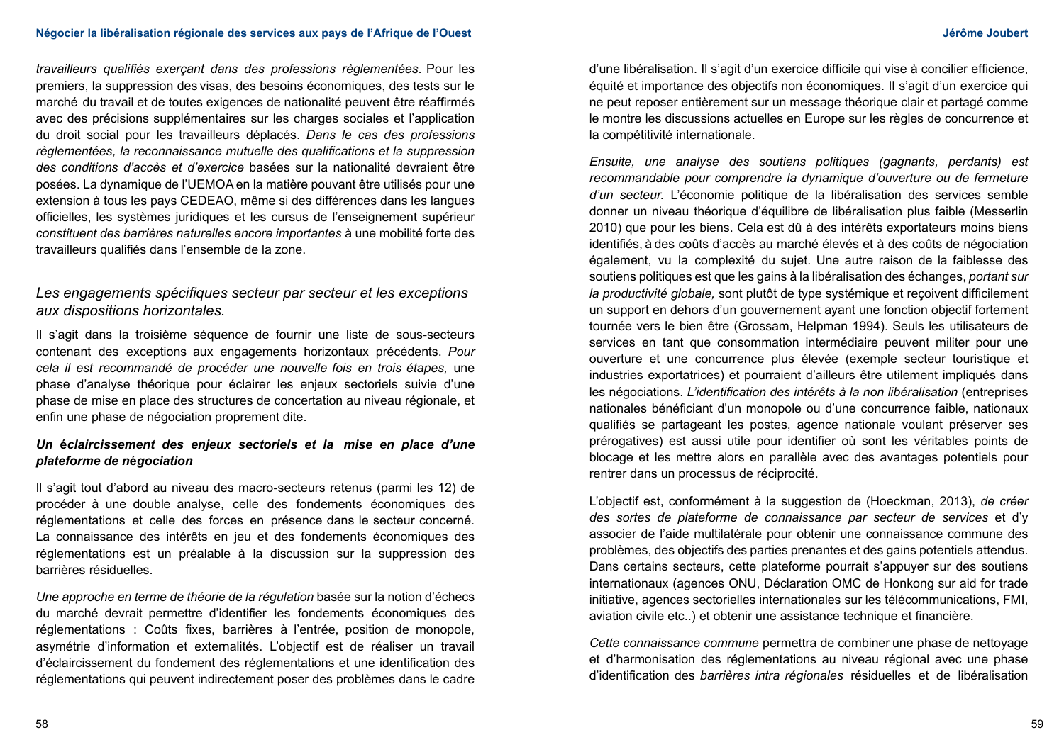*travailleurs qualifiés exerçant dans des professions règlementées.* Pour les premiers, la suppression des visas, des besoins économiques, des tests sur le marché du travail et de toutes exigences de nationalité peuvent être réaffirmés avec des précisions supplémentaires sur les charges sociales et l'application du droit social pour les travailleurs déplacés. *Dans le cas des professions règlementées, la reconnaissance mutuelle des qualifications et la suppression des conditions d'accès et d'exercice* basées sur la nationalité devraient être posées. La dynamique de l'UEMOA en la matière pouvant être utilisés pour une extension à tous les pays CEDEAO, même si des différences dans les langues officielles, les systèmes juridiques et les cursus de l'enseignement supérieur *constituent des barrières naturelles encore importantes* à une mobilité forte des travailleurs qualifiés dans l'ensemble de la zone.

## *Les engagements spécifiques secteur par secteur et les exceptions aux dispositions horizontales.*

Il s'agit dans la troisième séquence de fournir une liste de sous-secteurs contenant des exceptions aux engagements horizontaux précédents. *Pour cela il est recommandé de procéder une nouvelle fois en trois étapes,* une phase d'analyse théorique pour éclairer les enjeux sectoriels suivie d'une phase de mise en place des structures de concertation au niveau régionale, et enfin une phase de négociation proprement dite.

### ***Un éclaircissement des enjeux sectoriels et la mise en place d'une plateforme de négociation***

Il s'agit tout d'abord au niveau des macro-secteurs retenus (parmi les 12) de procéder à une double analyse, celle des fondements économiques des réglementations et celle des forces en présence dans le secteur concerné. La connaissance des intérêts en jeu et des fondements économiques des réglementations est un préalable à la discussion sur la suppression des barrières résiduelles.

*Une approche en terme de théorie de la régulation* basée sur la notion d'échecs du marché devrait permettre d'identifier les fondements économiques des réglementations : Coûts fixes, barrières à l'entrée, position de monopole, asymétrie d'information et externalités. L'objectif est de réaliser un travail d'éclaircissement du fondement des réglementations et une identification des réglementations qui peuvent indirectement poser des problèmes dans le cadre d'une libéralisation. Il s'agit d'un exercice difficile qui vise à concilier efficience, équité et importance des objectifs non économiques. Il s'agit d'un exercice qui ne peut reposer entièrement sur un message théorique clair et partagé comme le montre les discussions actuelles en Europe sur les règles de concurrence et la compétitivité internationale.

*Ensuite, une analyse des soutiens politiques (gagnants, perdants) est recommandable pour comprendre la dynamique d'ouverture ou de fermeture d'un secteur.* L'économie politique de la libéralisation des services semble donner un niveau théorique d'équilibre de libéralisation plus faible (Messerlin 2010) que pour les biens. Cela est dû à des intérêts exportateurs moins biens identifiés, à des coûts d'accès au marché élevés et à des coûts de négociation également, vu la complexité du sujet. Une autre raison de la faiblesse des soutiens politiques est que les gains à la libéralisation des échanges, *portant sur la productivité globale,* sont plutôt de type systémique et reçoivent difficilement un support en dehors d'un gouvernement ayant une fonction objectif fortement tournée vers le bien être (Grossam, Helpman 1994). Seuls les utilisateurs de services en tant que consommation intermédiaire peuvent militer pour une ouverture et une concurrence plus élevée (exemple secteur touristique et industries exportatrices) et pourraient d'ailleurs être utilement impliqués dans les négociations. *L'identification des intérêts à la non libéralisation* (entreprises nationales bénéficiant d'un monopole ou d'une concurrence faible, nationaux qualifiés se partageant les postes, agence nationale voulant préserver ses prérogatives) est aussi utile pour identifier où sont les véritables points de blocage et les mettre alors en parallèle avec des avantages potentiels pour rentrer dans un processus de réciprocité.

L'objectif est, conformément à la suggestion de (Hoeckman, 2013), *de créer des sortes de plateforme de connaissance par secteur de services* et d'y associer de l'aide multilatérale pour obtenir une connaissance commune des problèmes, des objectifs des parties prenantes et des gains potentiels attendus. Dans certains secteurs, cette plateforme pourrait s'appuyer sur des soutiens internationaux (agences ONU, Déclaration OMC de Honkong sur aid for trade initiative, agences sectorielles internationales sur les télécommunications, FMI, aviation civile etc..) et obtenir une assistance technique et financière.

*Cette connaissance commune* permettra de combiner une phase de nettoyage et d'harmonisation des réglementations au niveau régional avec une phase d'identification des *barrières intra régionales* résiduelles et de libéralisation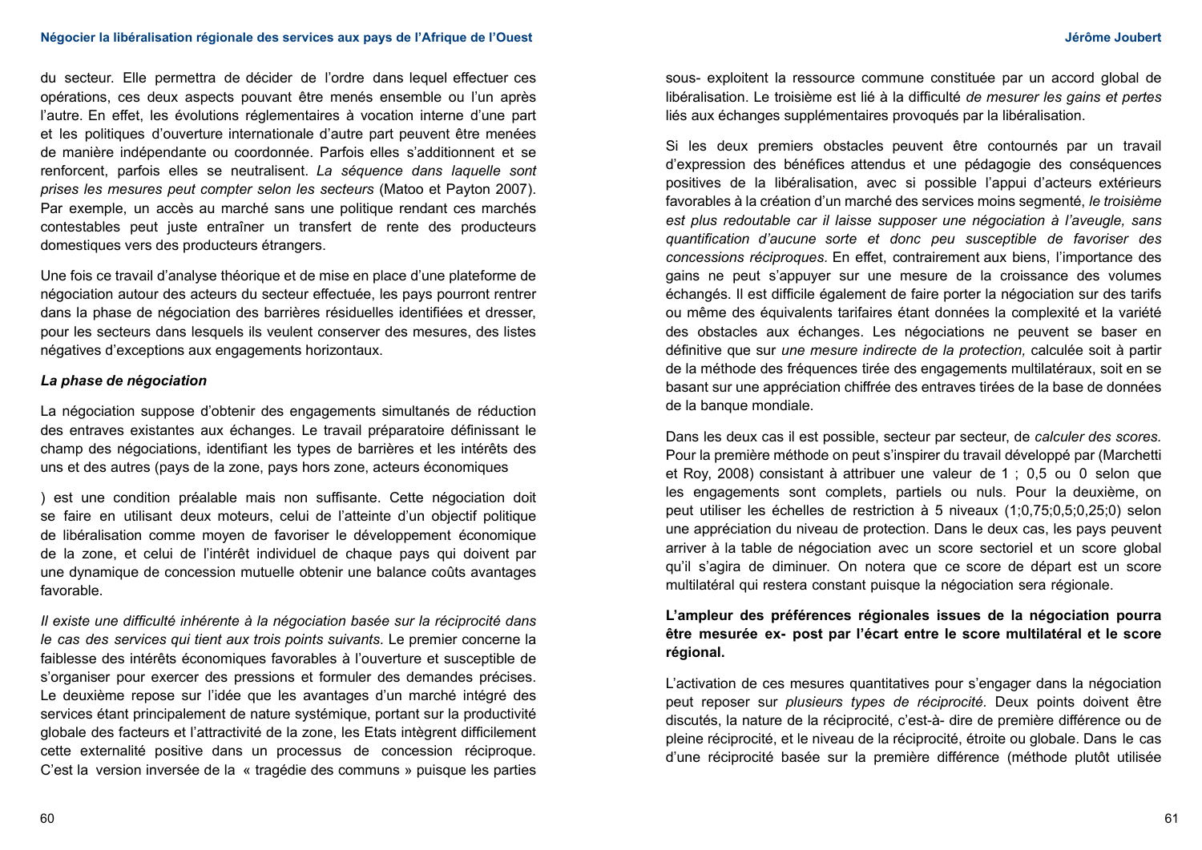du secteur. Elle permettra de décider de l'ordre dans lequel effectuer ces opérations, ces deux aspects pouvant être menés ensemble ou l'un après l'autre. En effet, les évolutions réglementaires à vocation interne d'une part et les politiques d'ouverture internationale d'autre part peuvent être menées de manière indépendante ou coordonnée. Parfois elles s'additionnent et se renforcent, parfois elles se neutralisent. *La séquence dans laquelle sont prises les mesures peut compter selon les secteurs* (Matoo et Payton 2007). Par exemple, un accès au marché sans une politique rendant ces marchés contestables peut juste entraîner un transfert de rente des producteurs domestiques vers des producteurs étrangers.

Une fois ce travail d'analyse théorique et de mise en place d'une plateforme de négociation autour des acteurs du secteur effectuée, les pays pourront rentrer dans la phase de négociation des barrières résiduelles identifiées et dresser, pour les secteurs dans lesquels ils veulent conserver des mesures, des listes négatives d'exceptions aux engagements horizontaux.

***La phase de négociation***

La négociation suppose d'obtenir des engagements simultanés de réduction des entraves existantes aux échanges. Le travail préparatoire définissant le champ des négociations, identifiant les types de barrières et les intérêts des uns et des autres (pays de la zone, pays hors zone, acteurs économiques

) est une condition préalable mais non suffisante. Cette négociation doit se faire en utilisant deux moteurs, celui de l'atteinte d'un objectif politique de libéralisation comme moyen de favoriser le développement économique de la zone, et celui de l'intérêt individuel de chaque pays qui doivent par une dynamique de concession mutuelle obtenir une balance coûts avantages favorable.

*Il existe une difficulté inhérente à la négociation basée sur la réciprocité dans le cas des services qui tient aux trois points suivants.* Le premier concerne la faiblesse des intérêts économiques favorables à l'ouverture et susceptible de s'organiser pour exercer des pressions et formuler des demandes précises. Le deuxième repose sur l'idée que les avantages d'un marché intégré des services étant principalement de nature systémique, portant sur la productivité globale des facteurs et l'attractivité de la zone, les Etats intègrent difficilement cette externalité positive dans un processus de concession réciproque. C'est la version inversée de la « tragédie des communs » puisque les parties sous- exploitent la ressource commune constituée par un accord global de libéralisation. Le troisième est lié à la difficulté *de mesurer les gains et pertes* liés aux échanges supplémentaires provoqués par la libéralisation.

Si les deux premiers obstacles peuvent être contournés par un travail d'expression des bénéfices attendus et une pédagogie des conséquences positives de la libéralisation, avec si possible l'appui d'acteurs extérieurs favorables à la création d'un marché des services moins segmenté, *le troisième est plus redoutable car il laisse supposer une négociation à l'aveugle, sans quantification d'aucune sorte et donc peu susceptible de favoriser des concessions réciproques.* En effet, contrairement aux biens, l'importance des gains ne peut s'appuyer sur une mesure de la croissance des volumes échangés. Il est difficile également de faire porter la négociation sur des tarifs ou même des équivalents tarifaires étant données la complexité et la variété des obstacles aux échanges. Les négociations ne peuvent se baser en définitive que sur *une mesure indirecte de la protection,* calculée soit à partir de la méthode des fréquences tirée des engagements multilatéraux, soit en se basant sur une appréciation chiffrée des entraves tirées de la base de données de la banque mondiale.

Dans les deux cas il est possible, secteur par secteur, de *calculer des scores.* Pour la première méthode on peut s'inspirer du travail développé par (Marchetti et Roy, 2008) consistant à attribuer une valeur de 1 ; 0,5 ou 0 selon que les engagements sont complets, partiels ou nuls. Pour la deuxième, on peut utiliser les échelles de restriction à 5 niveaux (1;0,75;0,5;0,25;0) selon une appréciation du niveau de protection. Dans le deux cas, les pays peuvent arriver à la table de négociation avec un score sectoriel et un score global qu'il s'agira de diminuer. On notera que ce score de départ est un score multilatéral qui restera constant puisque la négociation sera régionale.

**L'ampleur des préférences régionales issues de la négociation pourra être mesurée ex- post par l'écart entre le score multilatéral et le score régional.**

L'activation de ces mesures quantitatives pour s'engager dans la négociation peut reposer sur *plusieurs types de réciprocité.* Deux points doivent être discutés, la nature de la réciprocité, c'est-à- dire de première différence ou de pleine réciprocité, et le niveau de la réciprocité, étroite ou globale. Dans le cas d'une réciprocité basée sur la première différence (méthode plutôt utilisée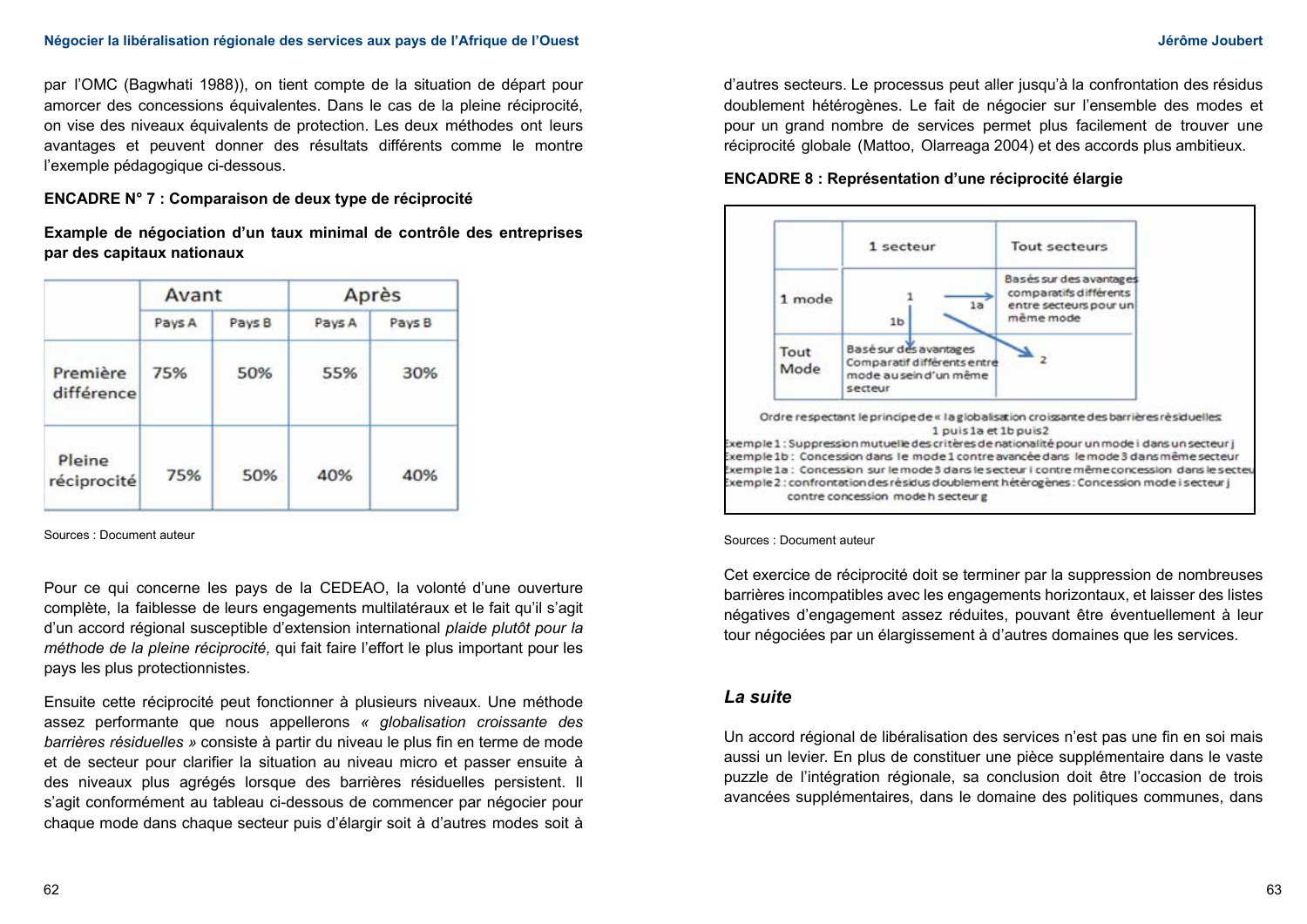par l'OMC (Bagwhati 1988)), on tient compte de la situation de départ pour amorcer des concessions équivalentes. Dans le cas de la pleine réciprocité, on vise des niveaux équivalents de protection. Les deux méthodes ont leurs avantages et peuvent donner des résultats différents comme le montre l'exemple pédagogique ci-dessous.

**ENCADRE N° 7 : Comparaison de deux type de réciprocité**

**Example de négociation d'un taux minimal de contrôle des entreprises par des capitaux nationaux**

| | Avant | | Après | |
|---|---|---|---|---|
| | Pays A | Pays B | Pays A | Pays B |
| Première différence | 75% | 50% | 55% | 30% |
| Pleine réciprocité | 75% | 50% | 40% | 40% |

Sources : Document auteur

Pour ce qui concerne les pays de la CEDEAO, la volonté d'une ouverture complète, la faiblesse de leurs engagements multilatéraux et le fait qu'il s'agit d'un accord régional susceptible d'extension international *plaide plutôt pour la méthode de la pleine réciprocité,* qui fait faire l'effort le plus important pour les pays les plus protectionnistes.

Ensuite cette réciprocité peut fonctionner à plusieurs niveaux. Une méthode assez performante que nous appellerons *« globalisation croissante des barrières résiduelles »* consiste à partir du niveau le plus fin en terme de mode et de secteur pour clarifier la situation au niveau micro et passer ensuite à des niveaux plus agrégés lorsque des barrières résiduelles persistent. Il s'agit conformément au tableau ci-dessous de commencer par négocier pour chaque mode dans chaque secteur puis d'élargir soit à d'autres modes soit à d'autres secteurs. Le processus peut aller jusqu'à la confrontation des résidus doublement hétérogènes. Le fait de négocier sur l'ensemble des modes et pour un grand nombre de services permet plus facilement de trouver une réciprocité globale (Mattoo, Olarreaga 2004) et des accords plus ambitieux.

**ENCADRE 8 : Représentation d'une réciprocité élargie**

| | 1 secteur | Tout secteurs |
|---|---|---|
| 1 mode | 1 → 1a ; 1b | Basés sur des avantages comparatifs différents entre secteurs pour un même mode |
| Tout Mode | Basé sur des avantages Comparatif différents entre mode au sein d'un même secteur | 2 |

Ordre respectant le principe de « la globalisation croissante des barrières résiduelles
1 puis 1a et 1b puis2

Exemple 1 : Suppression mutuelle des critères de nationalité pour un mode i dans un secteur j
Exemple 1b : Concession dans le mode 1 contre avancée dans le mode 3 dans même secteur
Exemple 1a : Concession sur le mode 3 dans le secteur i contre même concession dans le secteu
Exemple 2 : confrontation des résidus doublement hétérogènes : Concession mode i secteur j contre concession mode h secteur g

Sources : Document auteur

Cet exercice de réciprocité doit se terminer par la suppression de nombreuses barrières incompatibles avec les engagements horizontaux, et laisser des listes négatives d'engagement assez réduites, pouvant être éventuellement à leur tour négociées par un élargissement à d'autres domaines que les services.

### *La suite*

Un accord régional de libéralisation des services n'est pas une fin en soi mais aussi un levier. En plus de constituer une pièce supplémentaire dans le vaste puzzle de l'intégration régionale, sa conclusion doit être l'occasion de trois avancées supplémentaires, dans le domaine des politiques communes, dans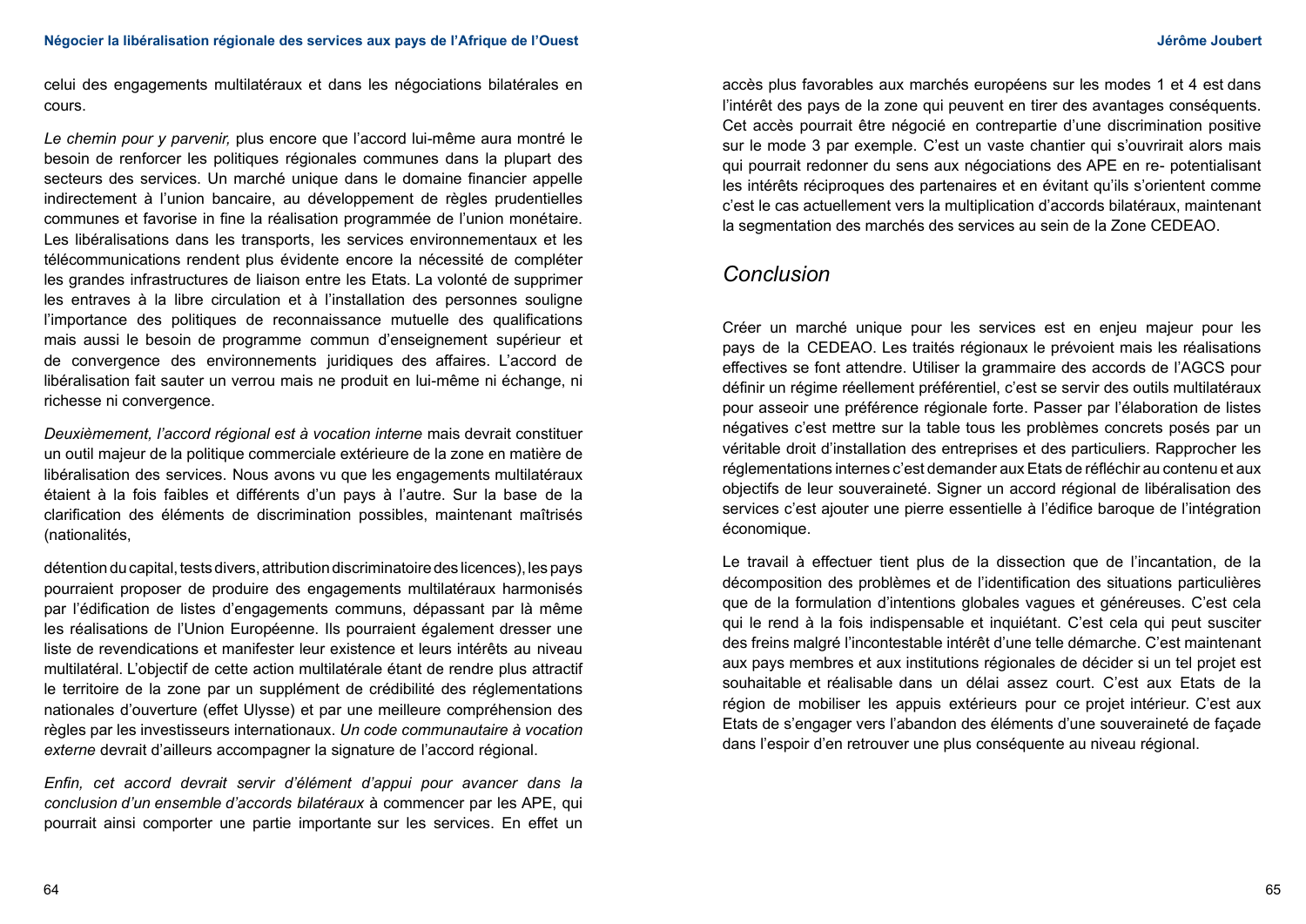celui des engagements multilatéraux et dans les négociations bilatérales en cours.

*Le chemin pour y parvenir,* plus encore que l'accord lui-même aura montré le besoin de renforcer les politiques régionales communes dans la plupart des secteurs des services. Un marché unique dans le domaine financier appelle indirectement à l'union bancaire, au développement de règles prudentielles communes et favorise in fine la réalisation programmée de l'union monétaire. Les libéralisations dans les transports, les services environnementaux et les télécommunications rendent plus évidente encore la nécessité de compléter les grandes infrastructures de liaison entre les Etats. La volonté de supprimer les entraves à la libre circulation et à l'installation des personnes souligne l'importance des politiques de reconnaissance mutuelle des qualifications mais aussi le besoin de programme commun d'enseignement supérieur et de convergence des environnements juridiques des affaires. L'accord de libéralisation fait sauter un verrou mais ne produit en lui-même ni échange, ni richesse ni convergence.

*Deuxièmement, l'accord régional est à vocation interne* mais devrait constituer un outil majeur de la politique commerciale extérieure de la zone en matière de libéralisation des services. Nous avons vu que les engagements multilatéraux étaient à la fois faibles et différents d'un pays à l'autre. Sur la base de la clarification des éléments de discrimination possibles, maintenant maîtrisés (nationalités,

détention du capital, tests divers, attribution discriminatoire des licences), les pays pourraient proposer de produire des engagements multilatéraux harmonisés par l'édification de listes d'engagements communs, dépassant par là même les réalisations de l'Union Européenne. Ils pourraient également dresser une liste de revendications et manifester leur existence et leurs intérêts au niveau multilatéral. L'objectif de cette action multilatérale étant de rendre plus attractif le territoire de la zone par un supplément de crédibilité des réglementations nationales d'ouverture (effet Ulysse) et par une meilleure compréhension des règles par les investisseurs internationaux. *Un code communautaire à vocation externe* devrait d'ailleurs accompagner la signature de l'accord régional.

*Enfin, cet accord devrait servir d'élément d'appui pour avancer dans la conclusion d'un ensemble d'accords bilatéraux* à commencer par les APE, qui pourrait ainsi comporter une partie importante sur les services. En effet un accès plus favorables aux marchés européens sur les modes 1 et 4 est dans l'intérêt des pays de la zone qui peuvent en tirer des avantages conséquents. Cet accès pourrait être négocié en contrepartie d'une discrimination positive sur le mode 3 par exemple. C'est un vaste chantier qui s'ouvrirait alors mais qui pourrait redonner du sens aux négociations des APE en re- potentialisant les intérêts réciproques des partenaires et en évitant qu'ils s'orientent comme c'est le cas actuellement vers la multiplication d'accords bilatéraux, maintenant la segmentation des marchés des services au sein de la Zone CEDEAO.

## *Conclusion*

Créer un marché unique pour les services est en enjeu majeur pour les pays de la CEDEAO. Les traités régionaux le prévoient mais les réalisations effectives se font attendre. Utiliser la grammaire des accords de l'AGCS pour définir un régime réellement préférentiel, c'est se servir des outils multilatéraux pour asseoir une préférence régionale forte. Passer par l'élaboration de listes négatives c'est mettre sur la table tous les problèmes concrets posés par un véritable droit d'installation des entreprises et des particuliers. Rapprocher les réglementations internes c'est demander aux Etats de réfléchir au contenu et aux objectifs de leur souveraineté. Signer un accord régional de libéralisation des services c'est ajouter une pierre essentielle à l'édifice baroque de l'intégration économique.

Le travail à effectuer tient plus de la dissection que de l'incantation, de la décomposition des problèmes et de l'identification des situations particulières que de la formulation d'intentions globales vagues et généreuses. C'est cela qui le rend à la fois indispensable et inquiétant. C'est cela qui peut susciter des freins malgré l'incontestable intérêt d'une telle démarche. C'est maintenant aux pays membres et aux institutions régionales de décider si un tel projet est souhaitable et réalisable dans un délai assez court. C'est aux Etats de la région de mobiliser les appuis extérieurs pour ce projet intérieur. C'est aux Etats de s'engager vers l'abandon des éléments d'une souveraineté de façade dans l'espoir d'en retrouver une plus conséquente au niveau régional.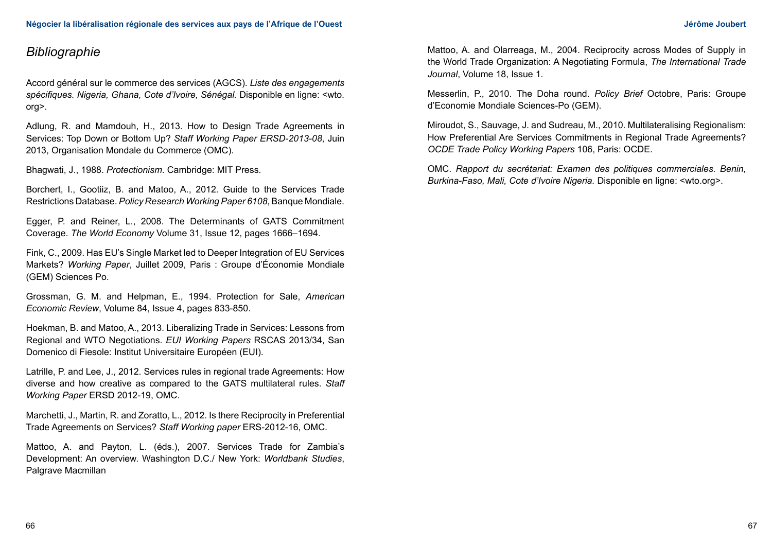## *Bibliographie*

Accord général sur le commerce des services (AGCS). *Liste des engagements spécifiques. Nigeria, Ghana, Cote d'Ivoire, Sénégal.* Disponible en ligne: <wto.org>.

Adlung, R. and Mamdouh, H., 2013. How to Design Trade Agreements in Services: Top Down or Bottom Up? *Staff Working Paper ERSD-2013-08*, Juin 2013, Organisation Mondale du Commerce (OMC).

Bhagwati, J., 1988. *Protectionism*. Cambridge: MIT Press.

Borchert, I., Gootiiz, B. and Matoo, A., 2012. Guide to the Services Trade Restrictions Database. *Policy Research Working Paper 6108*, Banque Mondiale.

Egger, P. and Reiner, L., 2008. The Determinants of GATS Commitment Coverage. *The World Economy* Volume 31, Issue 12, pages 1666–1694.

Fink, C., 2009. Has EU's Single Market led to Deeper Integration of EU Services Markets? *Working Paper*, Juillet 2009, Paris : Groupe d'Économie Mondiale (GEM) Sciences Po.

Grossman, G. M. and Helpman, E., 1994. Protection for Sale, *American Economic Review*, Volume 84, Issue 4, pages 833-850.

Hoekman, B. and Matoo, A., 2013. Liberalizing Trade in Services: Lessons from Regional and WTO Negotiations. *EUI Working Papers* RSCAS 2013/34, San Domenico di Fiesole: Institut Universitaire Européen (EUI).

Latrille, P. and Lee, J., 2012. Services rules in regional trade Agreements: How diverse and how creative as compared to the GATS multilateral rules. *Staff Working Paper* ERSD 2012-19, OMC.

Marchetti, J., Martin, R. and Zoratto, L., 2012. Is there Reciprocity in Preferential Trade Agreements on Services? *Staff Working paper* ERS-2012-16, OMC.

Mattoo, A. and Payton, L. (éds.), 2007. Services Trade for Zambia's Development: An overview. Washington D.C./ New York: *Worldbank Studies*, Palgrave Macmillan

Mattoo, A. and Olarreaga, M., 2004. Reciprocity across Modes of Supply in the World Trade Organization: A Negotiating Formula, *The International Trade Journal*, Volume 18, Issue 1.

Messerlin, P., 2010. The Doha round. *Policy Brief* Octobre, Paris: Groupe d'Economie Mondiale Sciences-Po (GEM).

Miroudot, S., Sauvage, J. and Sudreau, M., 2010. Multilateralising Regionalism: How Preferential Are Services Commitments in Regional Trade Agreements? *OCDE Trade Policy Working Papers* 106, Paris: OCDE.

OMC. *Rapport du secrétariat: Examen des politiques commerciales. Benin, Burkina-Faso, Mali, Cote d'Ivoire Nigeria.* Disponible en ligne: <wto.org>.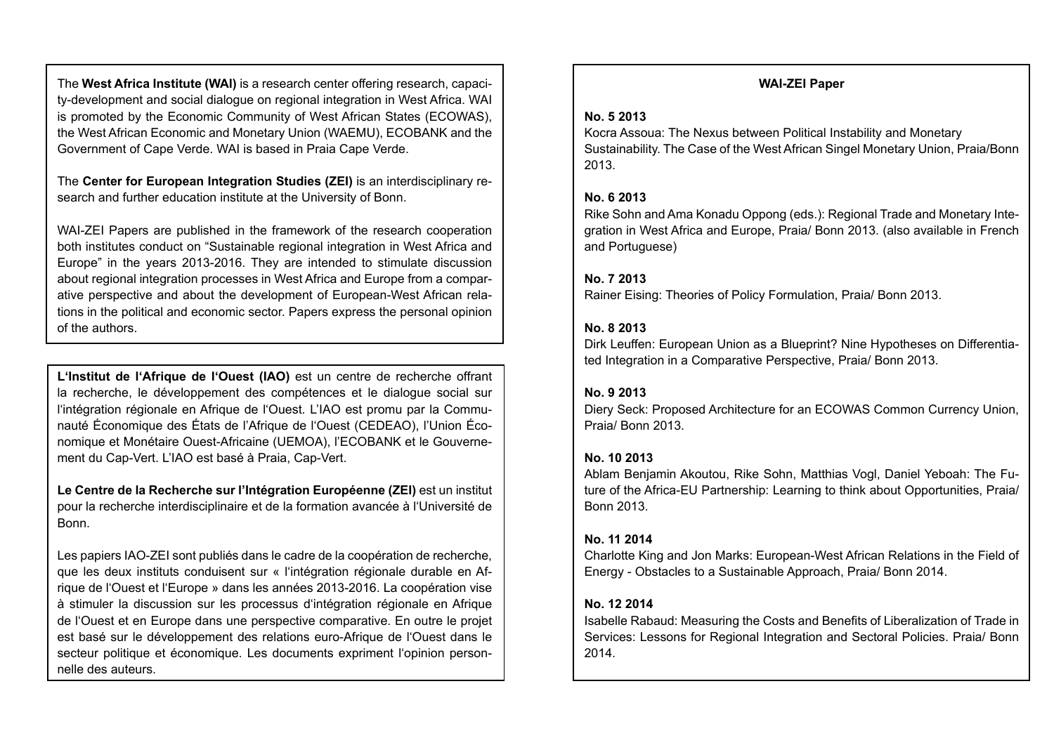The **West Africa Institute (WAI)** is a research center offering research, capacity-development and social dialogue on regional integration in West Africa. WAI is promoted by the Economic Community of West African States (ECOWAS), the West African Economic and Monetary Union (WAEMU), ECOBANK and the Government of Cape Verde. WAI is based in Praia Cape Verde.

The **Center for European Integration Studies (ZEI)** is an interdisciplinary research and further education institute at the University of Bonn.

WAI-ZEI Papers are published in the framework of the research cooperation both institutes conduct on "Sustainable regional integration in West Africa and Europe" in the years 2013-2016. They are intended to stimulate discussion about regional integration processes in West Africa and Europe from a comparative perspective and about the development of European-West African relations in the political and economic sector. Papers express the personal opinion of the authors.

**L'Institut de l'Afrique de l'Ouest (IAO)** est un centre de recherche offrant la recherche, le développement des compétences et le dialogue social sur l'intégration régionale en Afrique de l'Ouest. L'IAO est promu par la Communauté Économique des États de l'Afrique de l'Ouest (CEDEAO), l'Union Économique et Monétaire Ouest-Africaine (UEMOA), l'ECOBANK et le Gouvernement du Cap-Vert. L'IAO est basé à Praia, Cap-Vert.

**Le Centre de la Recherche sur l'Intégration Européenne (ZEI)** est un institut pour la recherche interdisciplinaire et de la formation avancée à l'Université de Bonn.

Les papiers IAO-ZEI sont publiés dans le cadre de la coopération de recherche, que les deux instituts conduisent sur « l'intégration régionale durable en Afrique de l'Ouest et l'Europe » dans les années 2013-2016. La coopération vise à stimuler la discussion sur les processus d'intégration régionale en Afrique de l'Ouest et en Europe dans une perspective comparative. En outre le projet est basé sur le développement des relations euro-Afrique de l'Ouest dans le secteur politique et économique. Les documents expriment l'opinion personnelle des auteurs.

**WAI-ZEI Paper**

**No. 5 2013**
Kocra Assoua: The Nexus between Political Instability and Monetary Sustainability. The Case of the West African Singel Monetary Union, Praia/Bonn 2013.

**No. 6 2013**
Rike Sohn and Ama Konadu Oppong (eds.): Regional Trade and Monetary Integration in West Africa and Europe, Praia/ Bonn 2013. (also available in French and Portuguese)

**No. 7 2013**
Rainer Eising: Theories of Policy Formulation, Praia/ Bonn 2013.

**No. 8 2013**
Dirk Leuffen: European Union as a Blueprint? Nine Hypotheses on Differentiated Integration in a Comparative Perspective, Praia/ Bonn 2013.

**No. 9 2013**
Diery Seck: Proposed Architecture for an ECOWAS Common Currency Union, Praia/ Bonn 2013.

**No. 10 2013**
Ablam Benjamin Akoutou, Rike Sohn, Matthias Vogl, Daniel Yeboah: The Future of the Africa-EU Partnership: Learning to think about Opportunities, Praia/ Bonn 2013.

**No. 11 2014**
Charlotte King and Jon Marks: European-West African Relations in the Field of Energy - Obstacles to a Sustainable Approach, Praia/ Bonn 2014.

**No. 12 2014**
Isabelle Rabaud: Measuring the Costs and Benefits of Liberalization of Trade in Services: Lessons for Regional Integration and Sectoral Policies. Praia/ Bonn 2014.